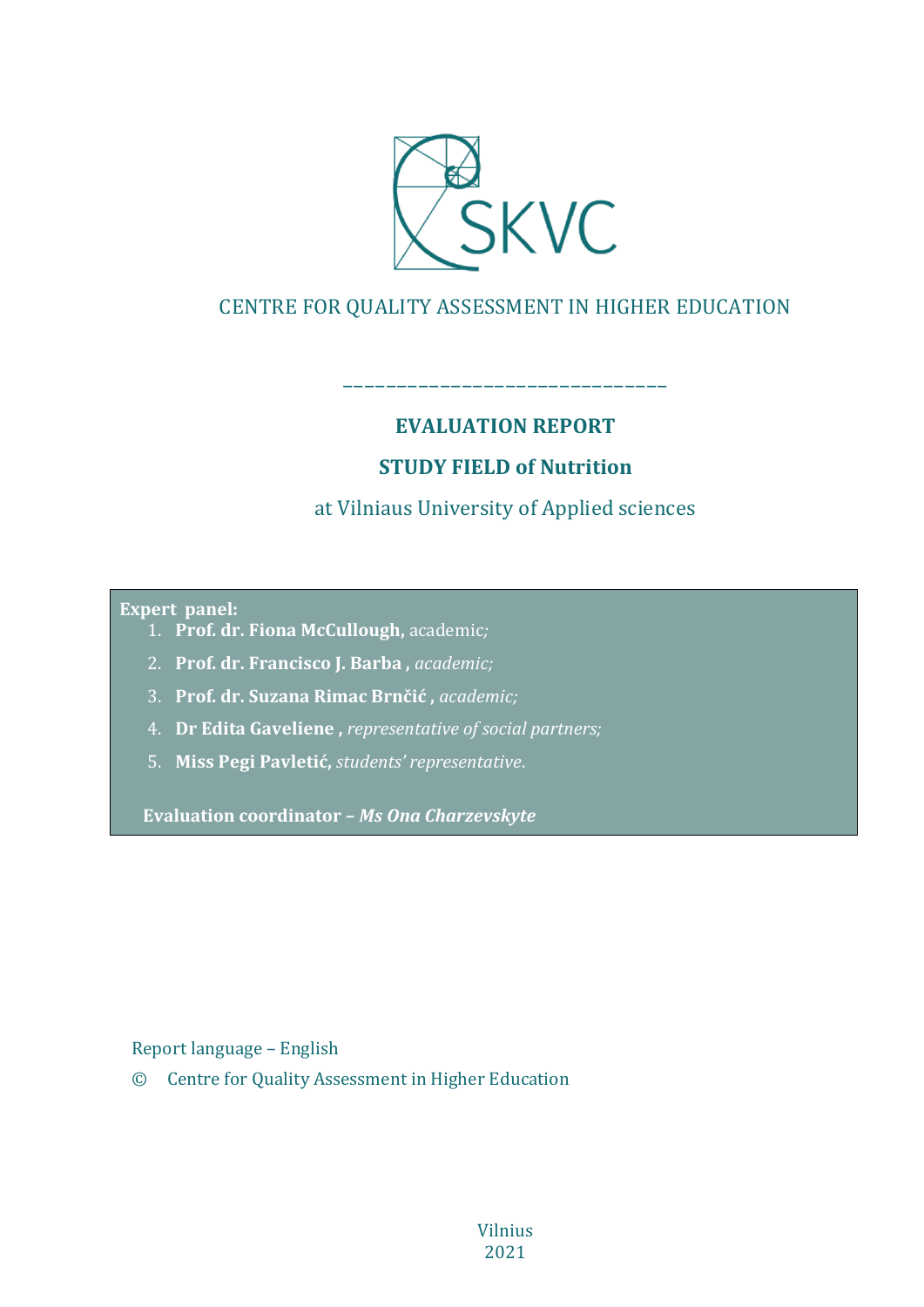SKVC

CENTRE FOR QUALITY ASSESSMENT IN HIGHER EDUCATION

______________________________

# EVALUATION REPORT

## STUDY FIELD of Nutrition

at Vilniaus University of Applied sciences

**Expert panel:**

1. **Prof. dr. Fiona McCullough,** academic;
2. **Prof. dr. Francisco J. Barba ,** *academic;*
3. **Prof. dr. Suzana Rimac Brnčić ,** *academic;*
4. **Dr Edita Gaveliene ,** *representative of social partners;*
5. **Miss Pegi Pavletić,** *students' representative.*

**Evaluation coordinator –** ***Ms Ona Charzevskyte***

Report language – English

© Centre for Quality Assessment in Higher Education

Vilnius
2021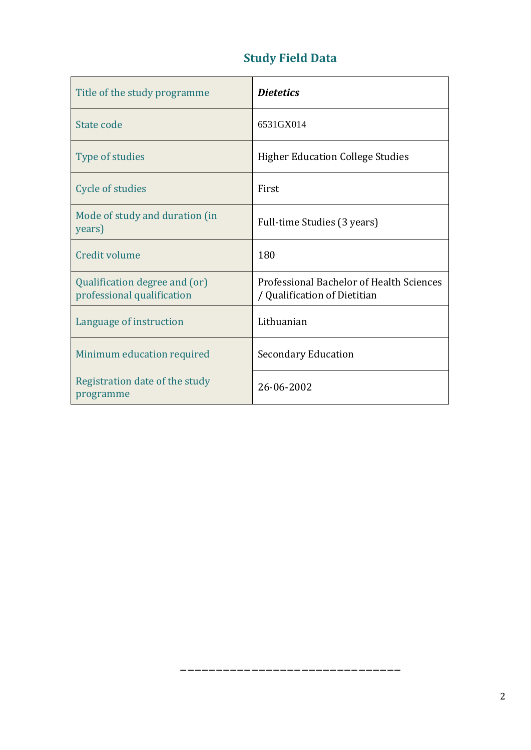## Study Field Data

| Title of the study programme | ***Dietetics*** |
|---|---|
| State code | 6531GX014 |
| Type of studies | Higher Education College Studies |
| Cycle of studies | First |
| Mode of study and duration (in years) | Full-time Studies (3 years) |
| Credit volume | 180 |
| Qualification degree and (or) professional qualification | Professional Bachelor of Health Sciences / Qualification of Dietitian |
| Language of instruction | Lithuanian |
| Minimum education required | Secondary Education |
| Registration date of the study programme | 26-06-2002 |

\_\_\_\_\_\_\_\_\_\_\_\_\_\_\_\_\_\_\_\_\_\_\_\_\_\_\_\_\_\_\_\_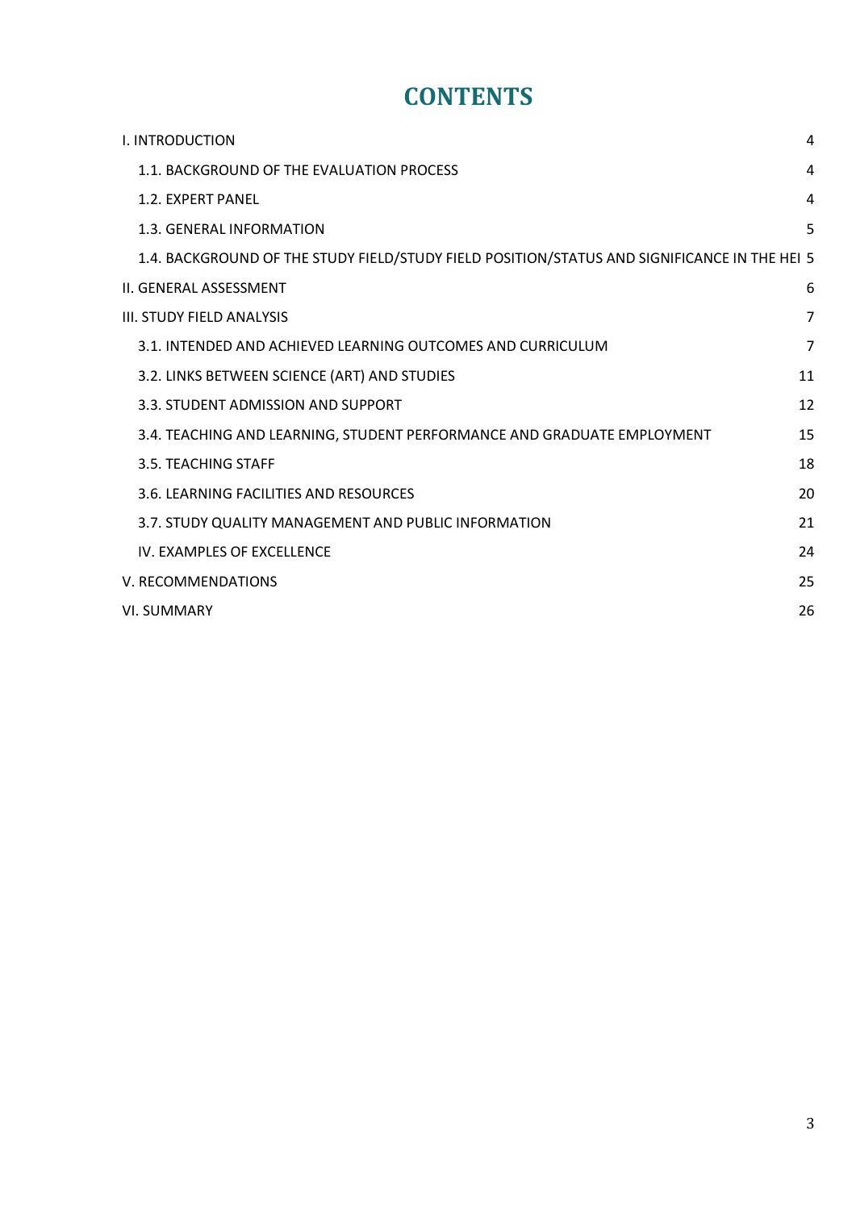# CONTENTS

| | |
|---|---|
| I. INTRODUCTION | 4 |
| 1.1. BACKGROUND OF THE EVALUATION PROCESS | 4 |
| 1.2. EXPERT PANEL | 4 |
| 1.3. GENERAL INFORMATION | 5 |
| 1.4. BACKGROUND OF THE STUDY FIELD/STUDY FIELD POSITION/STATUS AND SIGNIFICANCE IN THE HEI | 5 |
| II. GENERAL ASSESSMENT | 6 |
| III. STUDY FIELD ANALYSIS | 7 |
| 3.1. INTENDED AND ACHIEVED LEARNING OUTCOMES AND CURRICULUM | 7 |
| 3.2. LINKS BETWEEN SCIENCE (ART) AND STUDIES | 11 |
| 3.3. STUDENT ADMISSION AND SUPPORT | 12 |
| 3.4. TEACHING AND LEARNING, STUDENT PERFORMANCE AND GRADUATE EMPLOYMENT | 15 |
| 3.5. TEACHING STAFF | 18 |
| 3.6. LEARNING FACILITIES AND RESOURCES | 20 |
| 3.7. STUDY QUALITY MANAGEMENT AND PUBLIC INFORMATION | 21 |
| IV. EXAMPLES OF EXCELLENCE | 24 |
| V. RECOMMENDATIONS | 25 |
| VI. SUMMARY | 26 |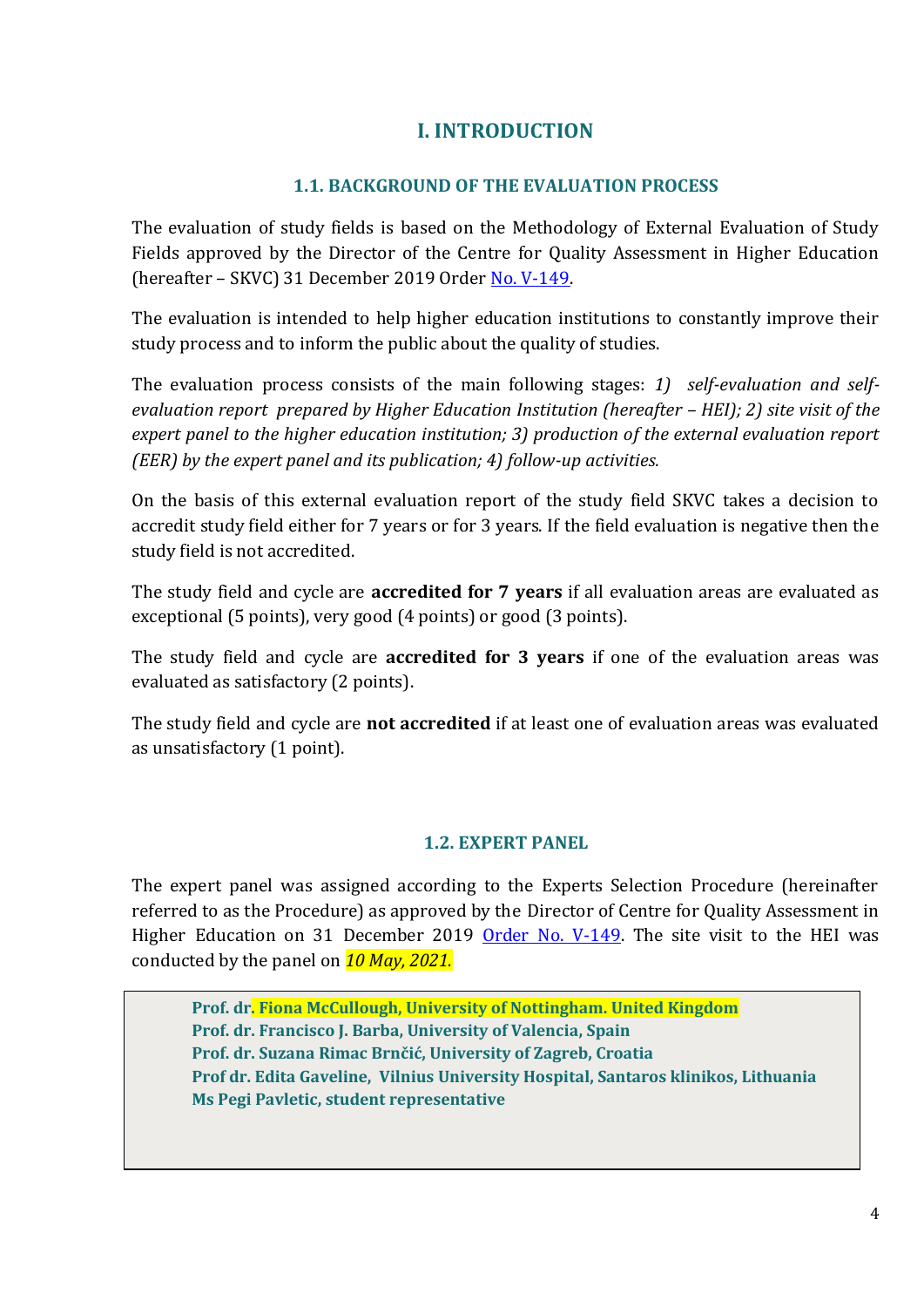# I. INTRODUCTION

## 1.1. BACKGROUND OF THE EVALUATION PROCESS

The evaluation of study fields is based on the Methodology of External Evaluation of Study Fields approved by the Director of the Centre for Quality Assessment in Higher Education (hereafter – SKVC) 31 December 2019 Order No. V-149.

The evaluation is intended to help higher education institutions to constantly improve their study process and to inform the public about the quality of studies.

The evaluation process consists of the main following stages: *1) self-evaluation and self-evaluation report prepared by Higher Education Institution (hereafter – HEI); 2) site visit of the expert panel to the higher education institution; 3) production of the external evaluation report (EER) by the expert panel and its publication; 4) follow-up activities.*

On the basis of this external evaluation report of the study field SKVC takes a decision to accredit study field either for 7 years or for 3 years. If the field evaluation is negative then the study field is not accredited.

The study field and cycle are **accredited for 7 years** if all evaluation areas are evaluated as exceptional (5 points), very good (4 points) or good (3 points).

The study field and cycle are **accredited for 3 years** if one of the evaluation areas was evaluated as satisfactory (2 points).

The study field and cycle are **not accredited** if at least one of evaluation areas was evaluated as unsatisfactory (1 point).

## 1.2. EXPERT PANEL

The expert panel was assigned according to the Experts Selection Procedure (hereinafter referred to as the Procedure) as approved by the Director of Centre for Quality Assessment in Higher Education on 31 December 2019 Order No. V-149. The site visit to the HEI was conducted by the panel on *10 May, 2021.*

**Prof. dr. Fiona McCullough, University of Nottingham. United Kingdom**
**Prof. dr. Francisco J. Barba, University of Valencia, Spain**
**Prof. dr. Suzana Rimac Brnčić, University of Zagreb, Croatia**
**Prof dr. Edita Gaveline, Vilnius University Hospital, Santaros klinikos, Lithuania**
**Ms Pegi Pavletic, student representative**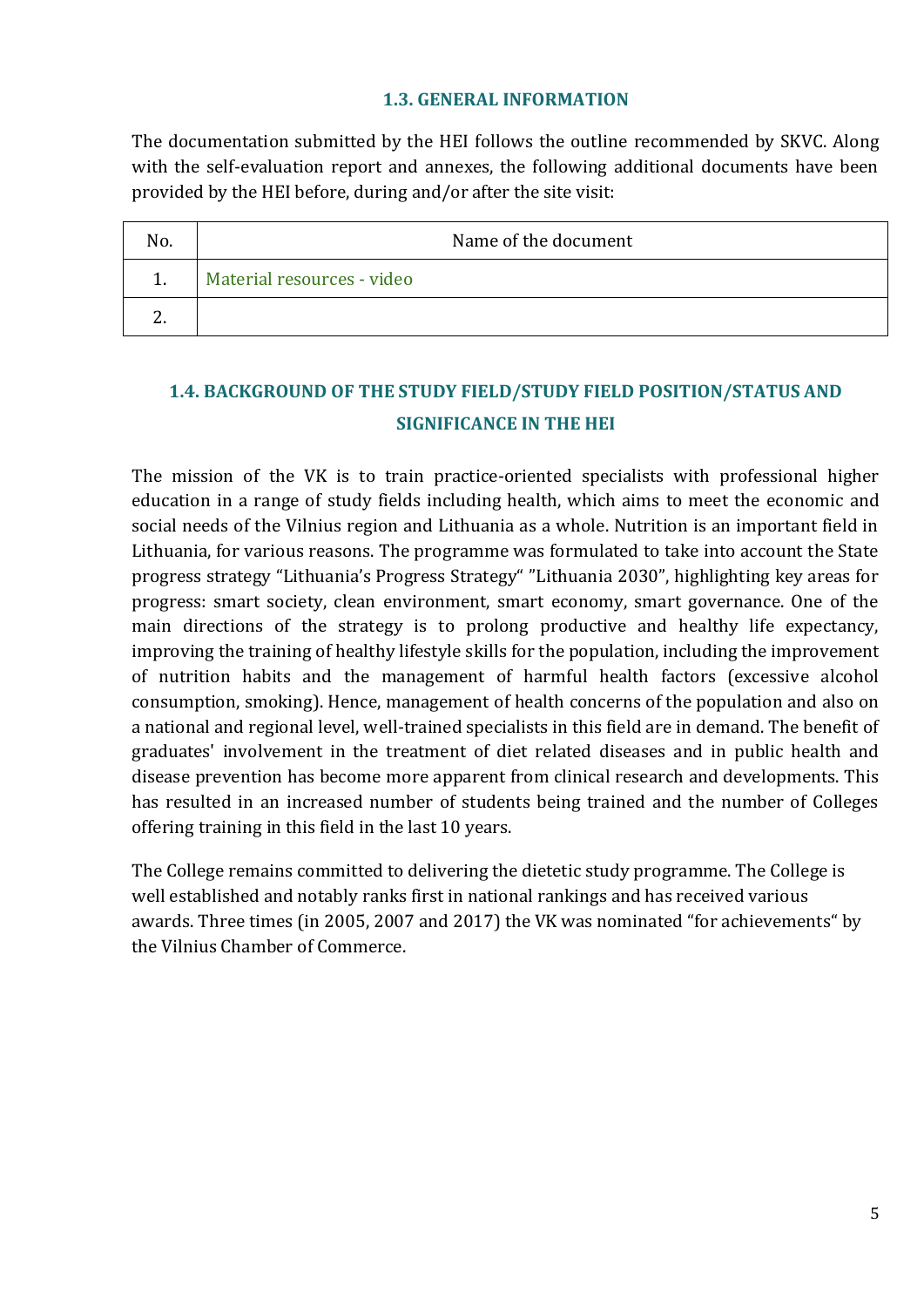### 1.3. GENERAL INFORMATION

The documentation submitted by the HEI follows the outline recommended by SKVC. Along with the self-evaluation report and annexes, the following additional documents have been provided by the HEI before, during and/or after the site visit:

| No. | Name of the document |
|---|---|
| 1. | Material resources - video |
| 2. | |

### 1.4. BACKGROUND OF THE STUDY FIELD/STUDY FIELD POSITION/STATUS AND SIGNIFICANCE IN THE HEI

The mission of the VK is to train practice-oriented specialists with professional higher education in a range of study fields including health, which aims to meet the economic and social needs of the Vilnius region and Lithuania as a whole. Nutrition is an important field in Lithuania, for various reasons. The programme was formulated to take into account the State progress strategy "Lithuania's Progress Strategy" "Lithuania 2030", highlighting key areas for progress: smart society, clean environment, smart economy, smart governance. One of the main directions of the strategy is to prolong productive and healthy life expectancy, improving the training of healthy lifestyle skills for the population, including the improvement of nutrition habits and the management of harmful health factors (excessive alcohol consumption, smoking). Hence, management of health concerns of the population and also on a national and regional level, well-trained specialists in this field are in demand. The benefit of graduates' involvement in the treatment of diet related diseases and in public health and disease prevention has become more apparent from clinical research and developments. This has resulted in an increased number of students being trained and the number of Colleges offering training in this field in the last 10 years.

The College remains committed to delivering the dietetic study programme. The College is well established and notably ranks first in national rankings and has received various awards. Three times (in 2005, 2007 and 2017) the VK was nominated "for achievements" by the Vilnius Chamber of Commerce.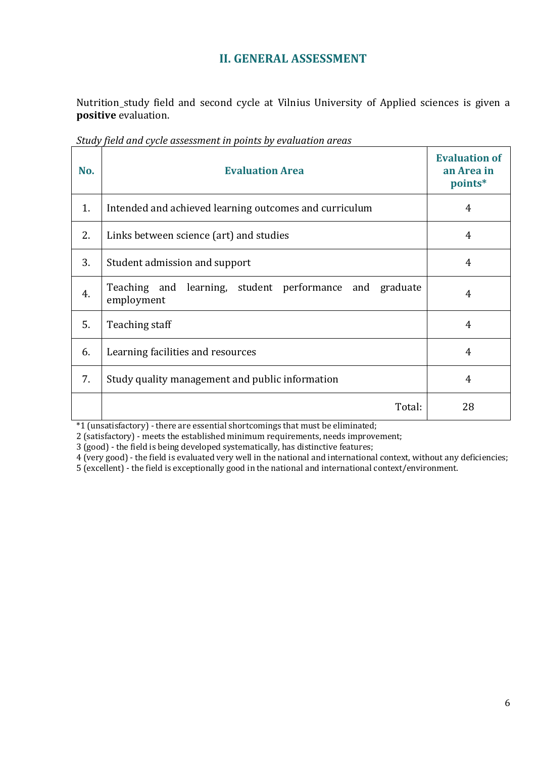## II. GENERAL ASSESSMENT

Nutrition_study field and second cycle at Vilnius University of Applied sciences is given a **positive** evaluation.

*Study field and cycle assessment in points by evaluation areas*

| No. | Evaluation Area | Evaluation of an Area in points* |
|---|---|---|
| 1. | Intended and achieved learning outcomes and curriculum | 4 |
| 2. | Links between science (art) and studies | 4 |
| 3. | Student admission and support | 4 |
| 4. | Teaching and learning, student performance and graduate employment | 4 |
| 5. | Teaching staff | 4 |
| 6. | Learning facilities and resources | 4 |
| 7. | Study quality management and public information | 4 |
| | Total: | 28 |

*1 (unsatisfactory) - there are essential shortcomings that must be eliminated;
2 (satisfactory) - meets the established minimum requirements, needs improvement;
3 (good) - the field is being developed systematically, has distinctive features;
4 (very good) - the field is evaluated very well in the national and international context, without any deficiencies;
5 (excellent) - the field is exceptionally good in the national and international context/environment.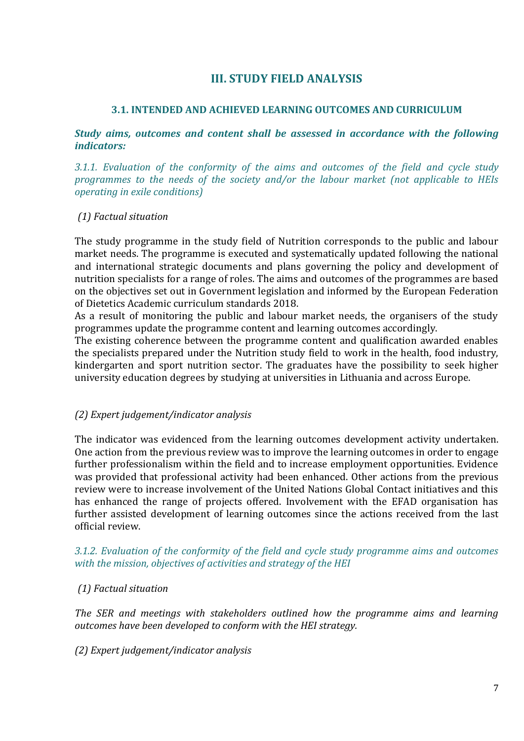# III. STUDY FIELD ANALYSIS

## 3.1. INTENDED AND ACHIEVED LEARNING OUTCOMES AND CURRICULUM

***Study aims, outcomes and content shall be assessed in accordance with the following indicators:***

*3.1.1. Evaluation of the conformity of the aims and outcomes of the field and cycle study programmes to the needs of the society and/or the labour market (not applicable to HEIs operating in exile conditions)*

*(1) Factual situation*

The study programme in the study field of Nutrition corresponds to the public and labour market needs. The programme is executed and systematically updated following the national and international strategic documents and plans governing the policy and development of nutrition specialists for a range of roles. The aims and outcomes of the programmes are based on the objectives set out in Government legislation and informed by the European Federation of Dietetics Academic curriculum standards 2018.

As a result of monitoring the public and labour market needs, the organisers of the study programmes update the programme content and learning outcomes accordingly.

The existing coherence between the programme content and qualification awarded enables the specialists prepared under the Nutrition study field to work in the health, food industry, kindergarten and sport nutrition sector. The graduates have the possibility to seek higher university education degrees by studying at universities in Lithuania and across Europe.

*(2) Expert judgement/indicator analysis*

The indicator was evidenced from the learning outcomes development activity undertaken. One action from the previous review was to improve the learning outcomes in order to engage further professionalism within the field and to increase employment opportunities. Evidence was provided that professional activity had been enhanced. Other actions from the previous review were to increase involvement of the United Nations Global Contact initiatives and this has enhanced the range of projects offered. Involvement with the EFAD organisation has further assisted development of learning outcomes since the actions received from the last official review.

*3.1.2. Evaluation of the conformity of the field and cycle study programme aims and outcomes with the mission, objectives of activities and strategy of the HEI*

*(1) Factual situation*

*The SER and meetings with stakeholders outlined how the programme aims and learning outcomes have been developed to conform with the HEI strategy.*

*(2) Expert judgement/indicator analysis*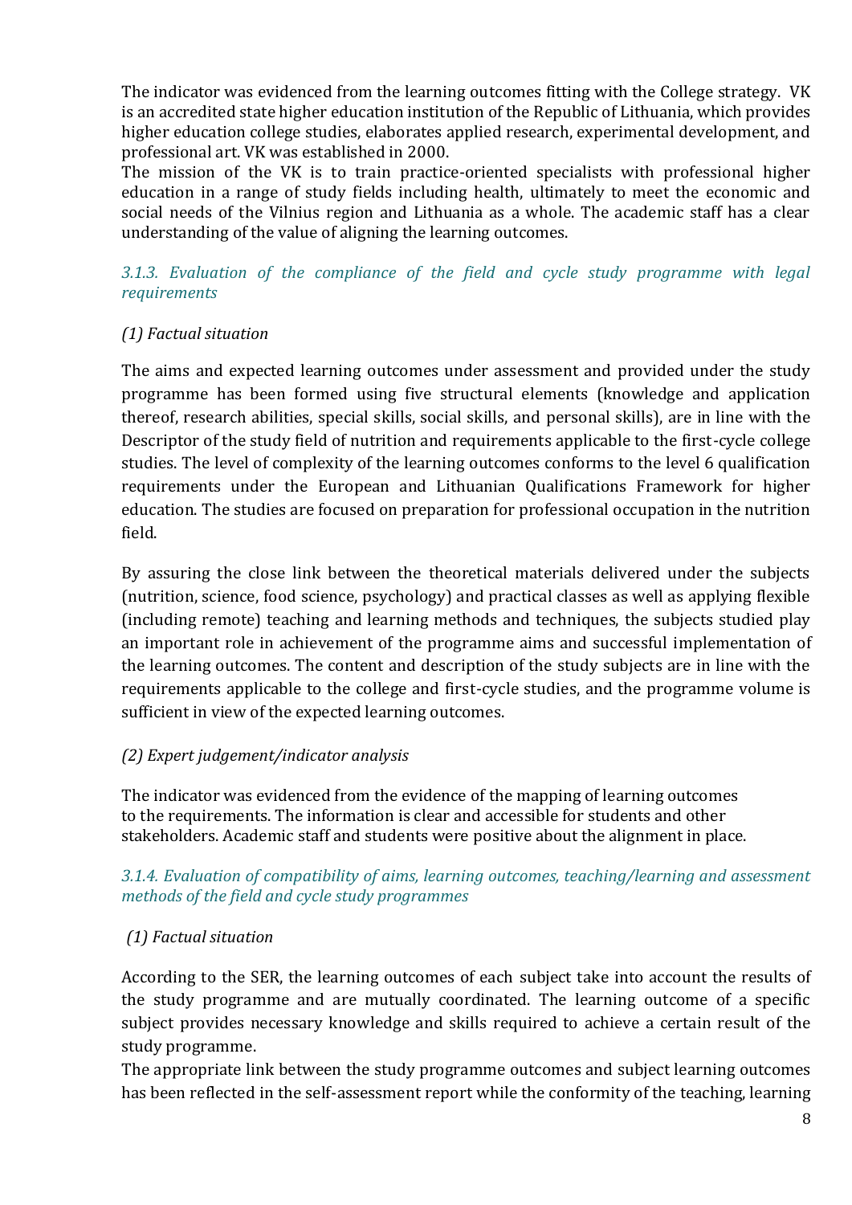The indicator was evidenced from the learning outcomes fitting with the College strategy. VK is an accredited state higher education institution of the Republic of Lithuania, which provides higher education college studies, elaborates applied research, experimental development, and professional art. VK was established in 2000.

The mission of the VK is to train practice-oriented specialists with professional higher education in a range of study fields including health, ultimately to meet the economic and social needs of the Vilnius region and Lithuania as a whole. The academic staff has a clear understanding of the value of aligning the learning outcomes.

#### *3.1.3. Evaluation of the compliance of the field and cycle study programme with legal requirements*

*(1) Factual situation*

The aims and expected learning outcomes under assessment and provided under the study programme has been formed using five structural elements (knowledge and application thereof, research abilities, special skills, social skills, and personal skills), are in line with the Descriptor of the study field of nutrition and requirements applicable to the first-cycle college studies. The level of complexity of the learning outcomes conforms to the level 6 qualification requirements under the European and Lithuanian Qualifications Framework for higher education. The studies are focused on preparation for professional occupation in the nutrition field.

By assuring the close link between the theoretical materials delivered under the subjects (nutrition, science, food science, psychology) and practical classes as well as applying flexible (including remote) teaching and learning methods and techniques, the subjects studied play an important role in achievement of the programme aims and successful implementation of the learning outcomes. The content and description of the study subjects are in line with the requirements applicable to the college and first-cycle studies, and the programme volume is sufficient in view of the expected learning outcomes.

*(2) Expert judgement/indicator analysis*

The indicator was evidenced from the evidence of the mapping of learning outcomes to the requirements. The information is clear and accessible for students and other stakeholders. Academic staff and students were positive about the alignment in place.

#### *3.1.4. Evaluation of compatibility of aims, learning outcomes, teaching/learning and assessment methods of the field and cycle study programmes*

*(1) Factual situation*

According to the SER, the learning outcomes of each subject take into account the results of the study programme and are mutually coordinated. The learning outcome of a specific subject provides necessary knowledge and skills required to achieve a certain result of the study programme.

The appropriate link between the study programme outcomes and subject learning outcomes has been reflected in the self-assessment report while the conformity of the teaching, learning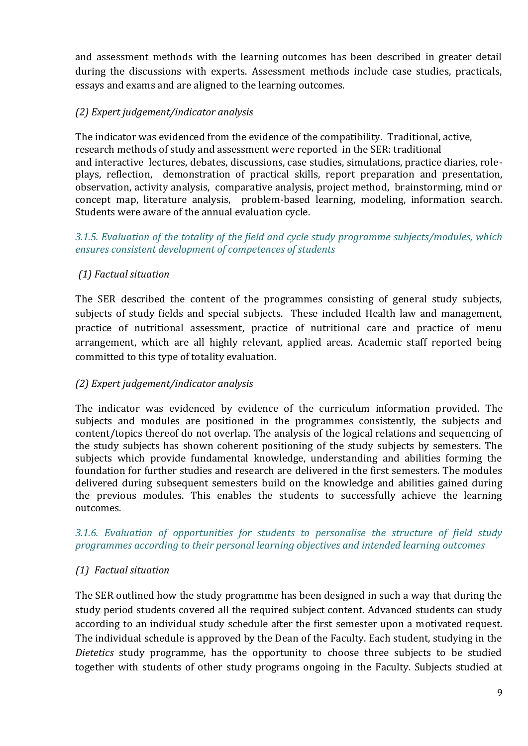and assessment methods with the learning outcomes has been described in greater detail during the discussions with experts. Assessment methods include case studies, practicals, essays and exams and are aligned to the learning outcomes.

*(2) Expert judgement/indicator analysis*

The indicator was evidenced from the evidence of the compatibility. Traditional, active, research methods of study and assessment were reported in the SER: traditional and interactive lectures, debates, discussions, case studies, simulations, practice diaries, role-plays, reflection, demonstration of practical skills, report preparation and presentation, observation, activity analysis, comparative analysis, project method, brainstorming, mind or concept map, literature analysis, problem-based learning, modeling, information search. Students were aware of the annual evaluation cycle.

### *3.1.5. Evaluation of the totality of the field and cycle study programme subjects/modules, which ensures consistent development of competences of students*

*(1) Factual situation*

The SER described the content of the programmes consisting of general study subjects, subjects of study fields and special subjects. These included Health law and management, practice of nutritional assessment, practice of nutritional care and practice of menu arrangement, which are all highly relevant, applied areas. Academic staff reported being committed to this type of totality evaluation.

*(2) Expert judgement/indicator analysis*

The indicator was evidenced by evidence of the curriculum information provided. The subjects and modules are positioned in the programmes consistently, the subjects and content/topics thereof do not overlap. The analysis of the logical relations and sequencing of the study subjects has shown coherent positioning of the study subjects by semesters. The subjects which provide fundamental knowledge, understanding and abilities forming the foundation for further studies and research are delivered in the first semesters. The modules delivered during subsequent semesters build on the knowledge and abilities gained during the previous modules. This enables the students to successfully achieve the learning outcomes.

### *3.1.6. Evaluation of opportunities for students to personalise the structure of field study programmes according to their personal learning objectives and intended learning outcomes*

*(1) Factual situation*

The SER outlined how the study programme has been designed in such a way that during the study period students covered all the required subject content. Advanced students can study according to an individual study schedule after the first semester upon a motivated request. The individual schedule is approved by the Dean of the Faculty. Each student, studying in the *Dietetics* study programme, has the opportunity to choose three subjects to be studied together with students of other study programs ongoing in the Faculty. Subjects studied at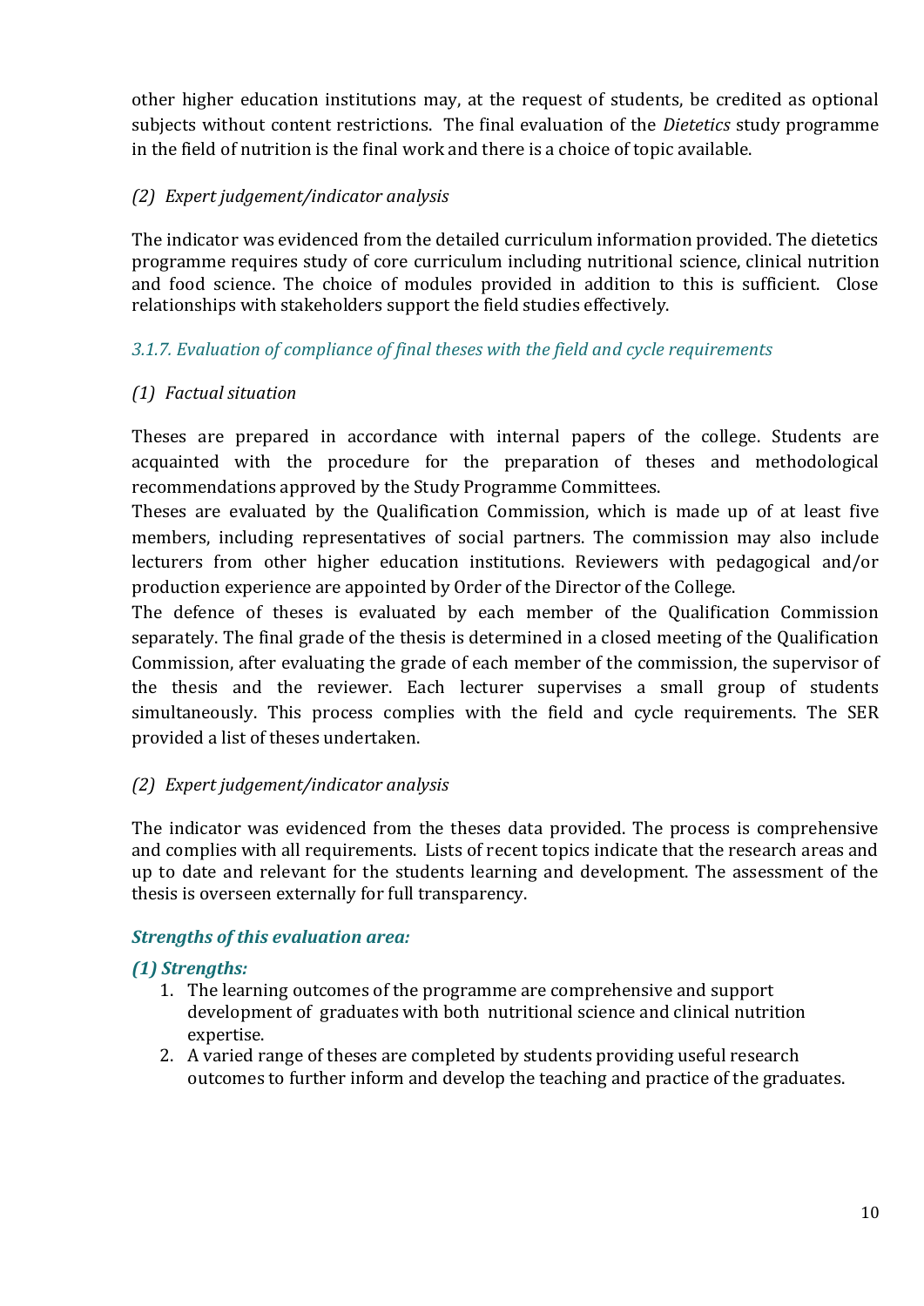other higher education institutions may, at the request of students, be credited as optional subjects without content restrictions. The final evaluation of the *Dietetics* study programme in the field of nutrition is the final work and there is a choice of topic available.

*(2) Expert judgement/indicator analysis*

The indicator was evidenced from the detailed curriculum information provided. The dietetics programme requires study of core curriculum including nutritional science, clinical nutrition and food science. The choice of modules provided in addition to this is sufficient. Close relationships with stakeholders support the field studies effectively.

### *3.1.7. Evaluation of compliance of final theses with the field and cycle requirements*

*(1) Factual situation*

Theses are prepared in accordance with internal papers of the college. Students are acquainted with the procedure for the preparation of theses and methodological recommendations approved by the Study Programme Committees.

Theses are evaluated by the Qualification Commission, which is made up of at least five members, including representatives of social partners. The commission may also include lecturers from other higher education institutions. Reviewers with pedagogical and/or production experience are appointed by Order of the Director of the College.

The defence of theses is evaluated by each member of the Qualification Commission separately. The final grade of the thesis is determined in a closed meeting of the Qualification Commission, after evaluating the grade of each member of the commission, the supervisor of the thesis and the reviewer. Each lecturer supervises a small group of students simultaneously. This process complies with the field and cycle requirements. The SER provided a list of theses undertaken.

*(2) Expert judgement/indicator analysis*

The indicator was evidenced from the theses data provided. The process is comprehensive and complies with all requirements. Lists of recent topics indicate that the research areas and up to date and relevant for the students learning and development. The assessment of the thesis is overseen externally for full transparency.

### ***Strengths of this evaluation area:***

***(1) Strengths:***

1. The learning outcomes of the programme are comprehensive and support development of graduates with both nutritional science and clinical nutrition expertise.
2. A varied range of theses are completed by students providing useful research outcomes to further inform and develop the teaching and practice of the graduates.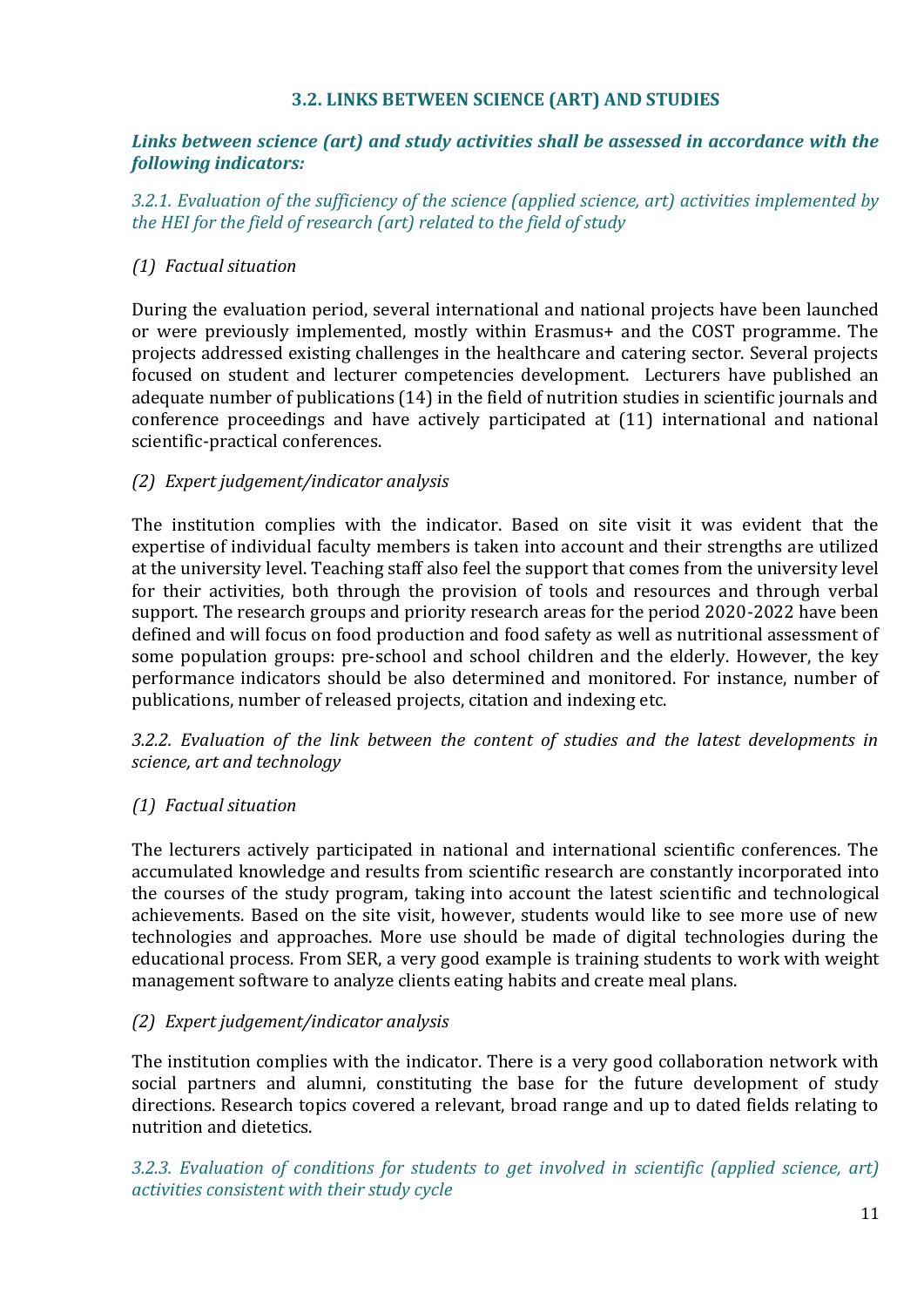### 3.2. LINKS BETWEEN SCIENCE (ART) AND STUDIES

***Links between science (art) and study activities shall be assessed in accordance with the following indicators:***

*3.2.1. Evaluation of the sufficiency of the science (applied science, art) activities implemented by the HEI for the field of research (art) related to the field of study*

*(1) Factual situation*

During the evaluation period, several international and national projects have been launched or were previously implemented, mostly within Erasmus+ and the COST programme. The projects addressed existing challenges in the healthcare and catering sector. Several projects focused on student and lecturer competencies development. Lecturers have published an adequate number of publications (14) in the field of nutrition studies in scientific journals and conference proceedings and have actively participated at (11) international and national scientific-practical conferences.

*(2) Expert judgement/indicator analysis*

The institution complies with the indicator. Based on site visit it was evident that the expertise of individual faculty members is taken into account and their strengths are utilized at the university level. Teaching staff also feel the support that comes from the university level for their activities, both through the provision of tools and resources and through verbal support. The research groups and priority research areas for the period 2020-2022 have been defined and will focus on food production and food safety as well as nutritional assessment of some population groups: pre-school and school children and the elderly. However, the key performance indicators should be also determined and monitored. For instance, number of publications, number of released projects, citation and indexing etc.

*3.2.2. Evaluation of the link between the content of studies and the latest developments in science, art and technology*

*(1) Factual situation*

The lecturers actively participated in national and international scientific conferences. The accumulated knowledge and results from scientific research are constantly incorporated into the courses of the study program, taking into account the latest scientific and technological achievements. Based on the site visit, however, students would like to see more use of new technologies and approaches. More use should be made of digital technologies during the educational process. From SER, a very good example is training students to work with weight management software to analyze clients eating habits and create meal plans.

*(2) Expert judgement/indicator analysis*

The institution complies with the indicator. There is a very good collaboration network with social partners and alumni, constituting the base for the future development of study directions. Research topics covered a relevant, broad range and up to dated fields relating to nutrition and dietetics.

*3.2.3. Evaluation of conditions for students to get involved in scientific (applied science, art) activities consistent with their study cycle*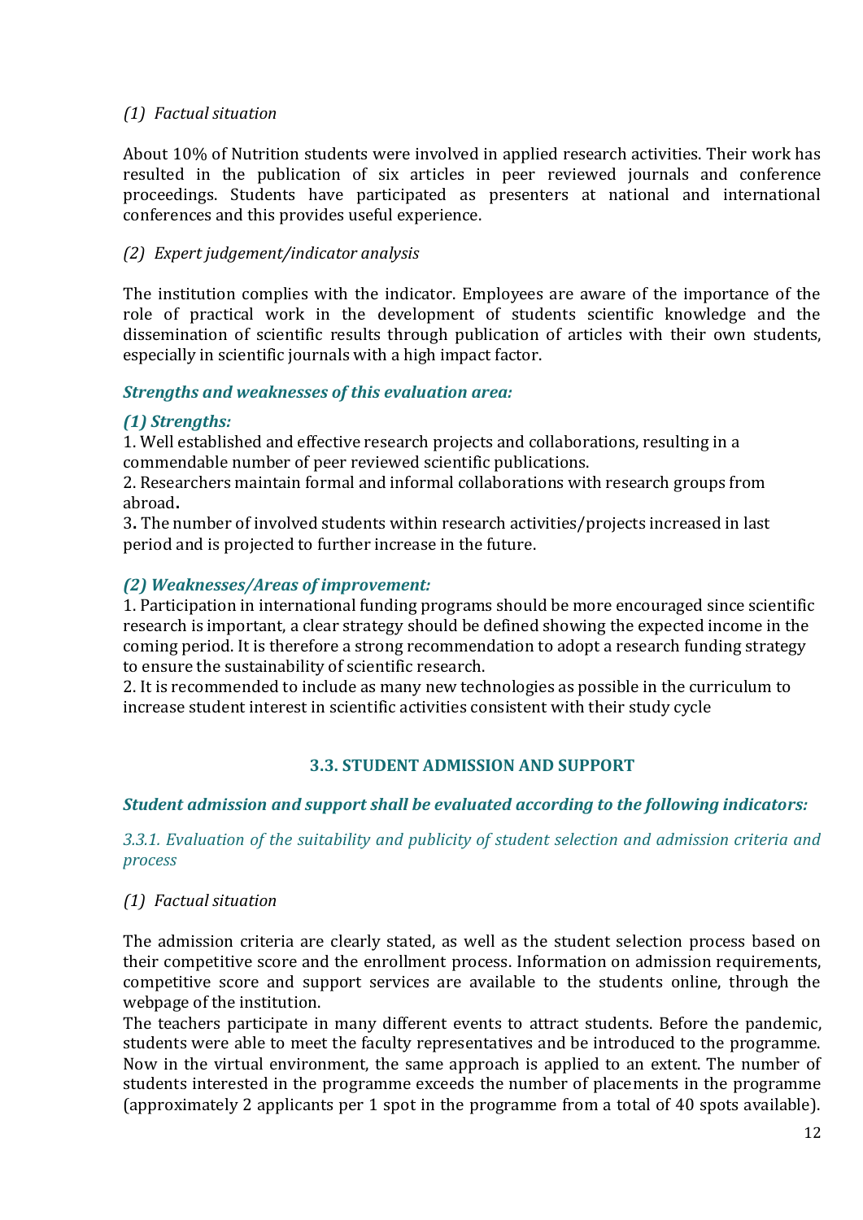*(1) Factual situation*

About 10% of Nutrition students were involved in applied research activities. Their work has resulted in the publication of six articles in peer reviewed journals and conference proceedings. Students have participated as presenters at national and international conferences and this provides useful experience.

*(2) Expert judgement/indicator analysis*

The institution complies with the indicator. Employees are aware of the importance of the role of practical work in the development of students scientific knowledge and the dissemination of scientific results through publication of articles with their own students, especially in scientific journals with a high impact factor.

***Strengths and weaknesses of this evaluation area:***

***(1) Strengths:***

1. Well established and effective research projects and collaborations, resulting in a commendable number of peer reviewed scientific publications.
2. Researchers maintain formal and informal collaborations with research groups from abroad**.**
3**.** The number of involved students within research activities/projects increased in last period and is projected to further increase in the future.

***(2) Weaknesses/Areas of improvement:***

1. Participation in international funding programs should be more encouraged since scientific research is important, a clear strategy should be defined showing the expected income in the coming period. It is therefore a strong recommendation to adopt a research funding strategy to ensure the sustainability of scientific research.
2. It is recommended to include as many new technologies as possible in the curriculum to increase student interest in scientific activities consistent with their study cycle

## 3.3. STUDENT ADMISSION AND SUPPORT

***Student admission and support shall be evaluated according to the following indicators:***

*3.3.1. Evaluation of the suitability and publicity of student selection and admission criteria and process*

*(1) Factual situation*

The admission criteria are clearly stated, as well as the student selection process based on their competitive score and the enrollment process. Information on admission requirements, competitive score and support services are available to the students online, through the webpage of the institution.

The teachers participate in many different events to attract students. Before the pandemic, students were able to meet the faculty representatives and be introduced to the programme. Now in the virtual environment, the same approach is applied to an extent. The number of students interested in the programme exceeds the number of placements in the programme (approximately 2 applicants per 1 spot in the programme from a total of 40 spots available).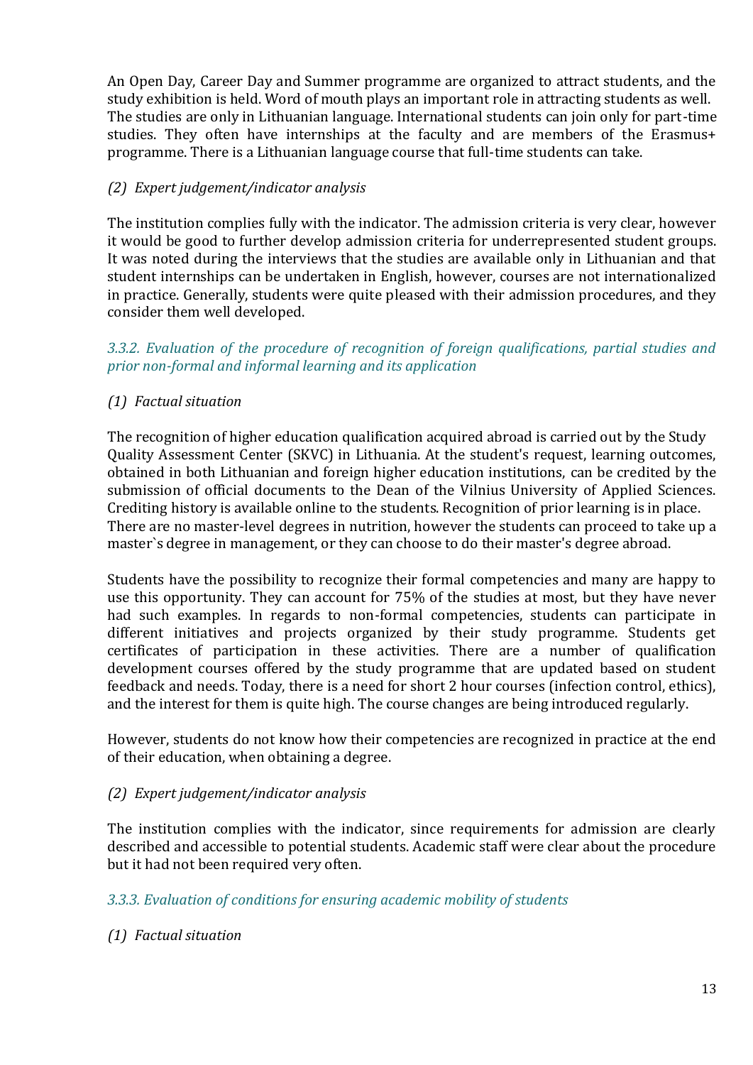An Open Day, Career Day and Summer programme are organized to attract students, and the study exhibition is held. Word of mouth plays an important role in attracting students as well. The studies are only in Lithuanian language. International students can join only for part-time studies. They often have internships at the faculty and are members of the Erasmus+ programme. There is a Lithuanian language course that full-time students can take.

*(2) Expert judgement/indicator analysis*

The institution complies fully with the indicator. The admission criteria is very clear, however it would be good to further develop admission criteria for underrepresented student groups. It was noted during the interviews that the studies are available only in Lithuanian and that student internships can be undertaken in English, however, courses are not internationalized in practice. Generally, students were quite pleased with their admission procedures, and they consider them well developed.

### *3.3.2. Evaluation of the procedure of recognition of foreign qualifications, partial studies and prior non-formal and informal learning and its application*

*(1) Factual situation*

The recognition of higher education qualification acquired abroad is carried out by the Study Quality Assessment Center (SKVC) in Lithuania. At the student's request, learning outcomes, obtained in both Lithuanian and foreign higher education institutions, can be credited by the submission of official documents to the Dean of the Vilnius University of Applied Sciences. Crediting history is available online to the students. Recognition of prior learning is in place. There are no master-level degrees in nutrition, however the students can proceed to take up a master`s degree in management, or they can choose to do their master's degree abroad.

Students have the possibility to recognize their formal competencies and many are happy to use this opportunity. They can account for 75% of the studies at most, but they have never had such examples. In regards to non-formal competencies, students can participate in different initiatives and projects organized by their study programme. Students get certificates of participation in these activities. There are a number of qualification development courses offered by the study programme that are updated based on student feedback and needs. Today, there is a need for short 2 hour courses (infection control, ethics), and the interest for them is quite high. The course changes are being introduced regularly.

However, students do not know how their competencies are recognized in practice at the end of their education, when obtaining a degree.

*(2) Expert judgement/indicator analysis*

The institution complies with the indicator, since requirements for admission are clearly described and accessible to potential students. Academic staff were clear about the procedure but it had not been required very often.

### *3.3.3. Evaluation of conditions for ensuring academic mobility of students*

*(1) Factual situation*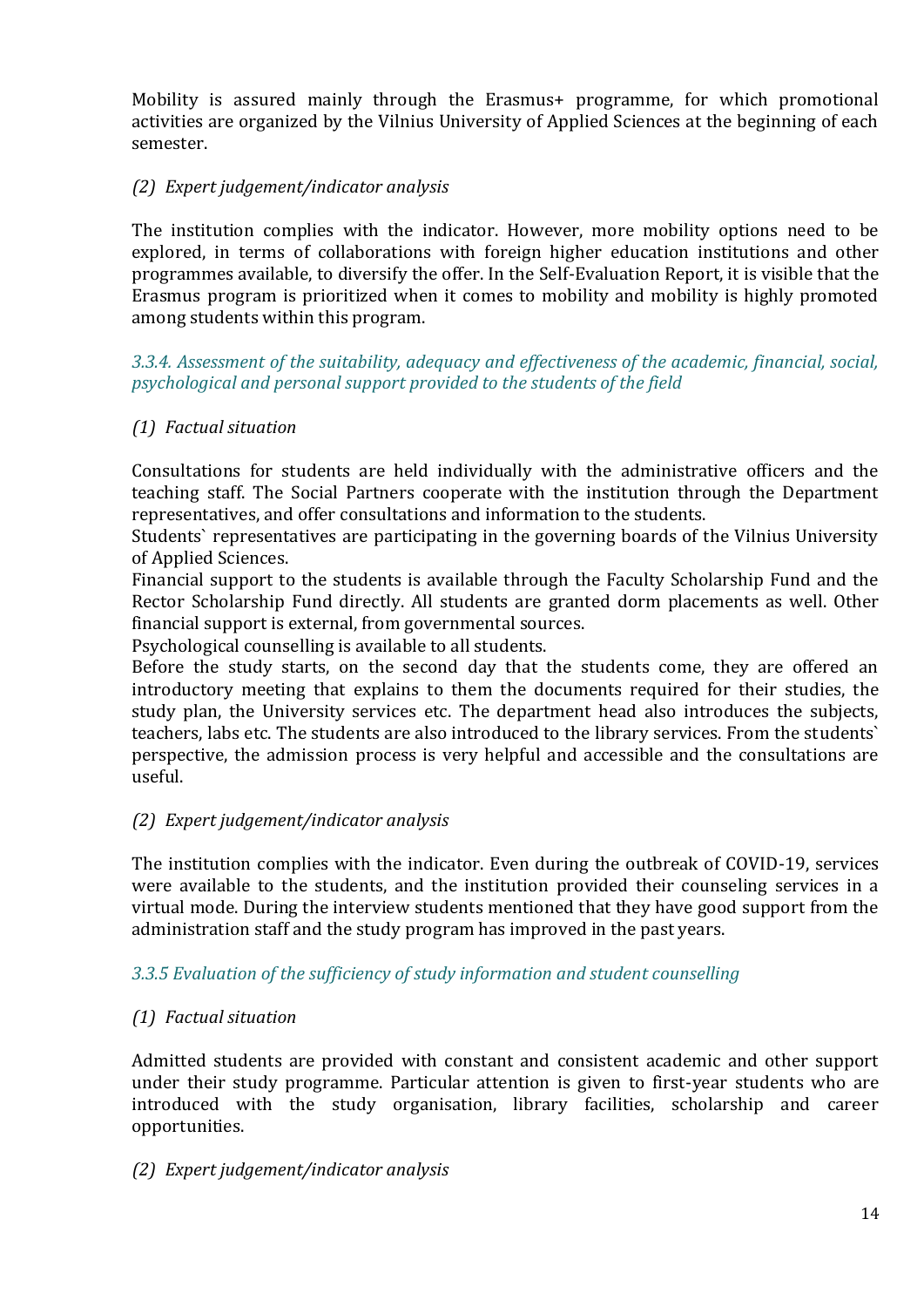Mobility is assured mainly through the Erasmus+ programme, for which promotional activities are organized by the Vilnius University of Applied Sciences at the beginning of each semester.

*(2) Expert judgement/indicator analysis*

The institution complies with the indicator. However, more mobility options need to be explored, in terms of collaborations with foreign higher education institutions and other programmes available, to diversify the offer. In the Self-Evaluation Report, it is visible that the Erasmus program is prioritized when it comes to mobility and mobility is highly promoted among students within this program.

### *3.3.4. Assessment of the suitability, adequacy and effectiveness of the academic, financial, social, psychological and personal support provided to the students of the field*

*(1) Factual situation*

Consultations for students are held individually with the administrative officers and the teaching staff. The Social Partners cooperate with the institution through the Department representatives, and offer consultations and information to the students.
Students` representatives are participating in the governing boards of the Vilnius University of Applied Sciences.
Financial support to the students is available through the Faculty Scholarship Fund and the Rector Scholarship Fund directly. All students are granted dorm placements as well. Other financial support is external, from governmental sources.
Psychological counselling is available to all students.
Before the study starts, on the second day that the students come, they are offered an introductory meeting that explains to them the documents required for their studies, the study plan, the University services etc. The department head also introduces the subjects, teachers, labs etc. The students are also introduced to the library services. From the students` perspective, the admission process is very helpful and accessible and the consultations are useful.

*(2) Expert judgement/indicator analysis*

The institution complies with the indicator. Even during the outbreak of COVID-19, services were available to the students, and the institution provided their counseling services in a virtual mode. During the interview students mentioned that they have good support from the administration staff and the study program has improved in the past years.

### *3.3.5 Evaluation of the sufficiency of study information and student counselling*

*(1) Factual situation*

Admitted students are provided with constant and consistent academic and other support under their study programme. Particular attention is given to first-year students who are introduced with the study organisation, library facilities, scholarship and career opportunities.

*(2) Expert judgement/indicator analysis*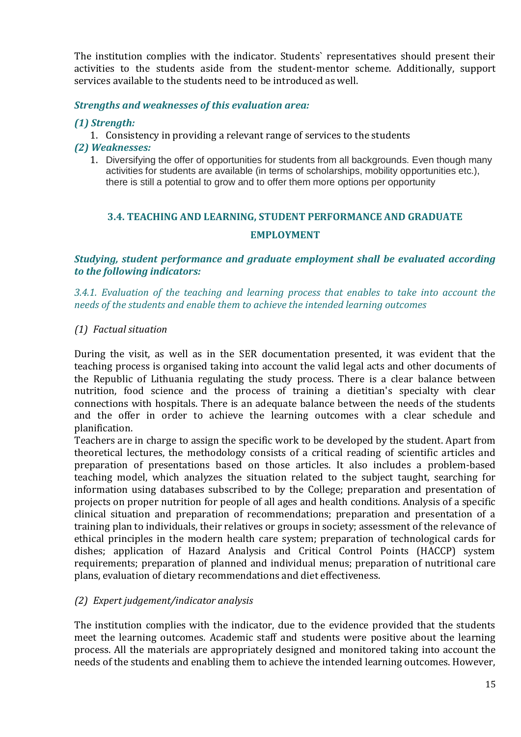The institution complies with the indicator. Students` representatives should present their activities to the students aside from the student-mentor scheme. Additionally, support services available to the students need to be introduced as well.

***Strengths and weaknesses of this evaluation area:***

***(1) Strength:***

1. Consistency in providing a relevant range of services to the students

***(2) Weaknesses:***

1. Diversifying the offer of opportunities for students from all backgrounds. Even though many activities for students are available (in terms of scholarships, mobility opportunities etc.), there is still a potential to grow and to offer them more options per opportunity

## 3.4. TEACHING AND LEARNING, STUDENT PERFORMANCE AND GRADUATE EMPLOYMENT

***Studying, student performance and graduate employment shall be evaluated according to the following indicators:***

*3.4.1. Evaluation of the teaching and learning process that enables to take into account the needs of the students and enable them to achieve the intended learning outcomes*

*(1) Factual situation*

During the visit, as well as in the SER documentation presented, it was evident that the teaching process is organised taking into account the valid legal acts and other documents of the Republic of Lithuania regulating the study process. There is a clear balance between nutrition, food science and the process of training a dietitian's specialty with clear connections with hospitals. There is an adequate balance between the needs of the students and the offer in order to achieve the learning outcomes with a clear schedule and planification.

Teachers are in charge to assign the specific work to be developed by the student. Apart from theoretical lectures, the methodology consists of a critical reading of scientific articles and preparation of presentations based on those articles. It also includes a problem-based teaching model, which analyzes the situation related to the subject taught, searching for information using databases subscribed to by the College; preparation and presentation of projects on proper nutrition for people of all ages and health conditions. Analysis of a specific clinical situation and preparation of recommendations; preparation and presentation of a training plan to individuals, their relatives or groups in society; assessment of the relevance of ethical principles in the modern health care system; preparation of technological cards for dishes; application of Hazard Analysis and Critical Control Points (HACCP) system requirements; preparation of planned and individual menus; preparation of nutritional care plans, evaluation of dietary recommendations and diet effectiveness.

*(2) Expert judgement/indicator analysis*

The institution complies with the indicator, due to the evidence provided that the students meet the learning outcomes. Academic staff and students were positive about the learning process. All the materials are appropriately designed and monitored taking into account the needs of the students and enabling them to achieve the intended learning outcomes. However,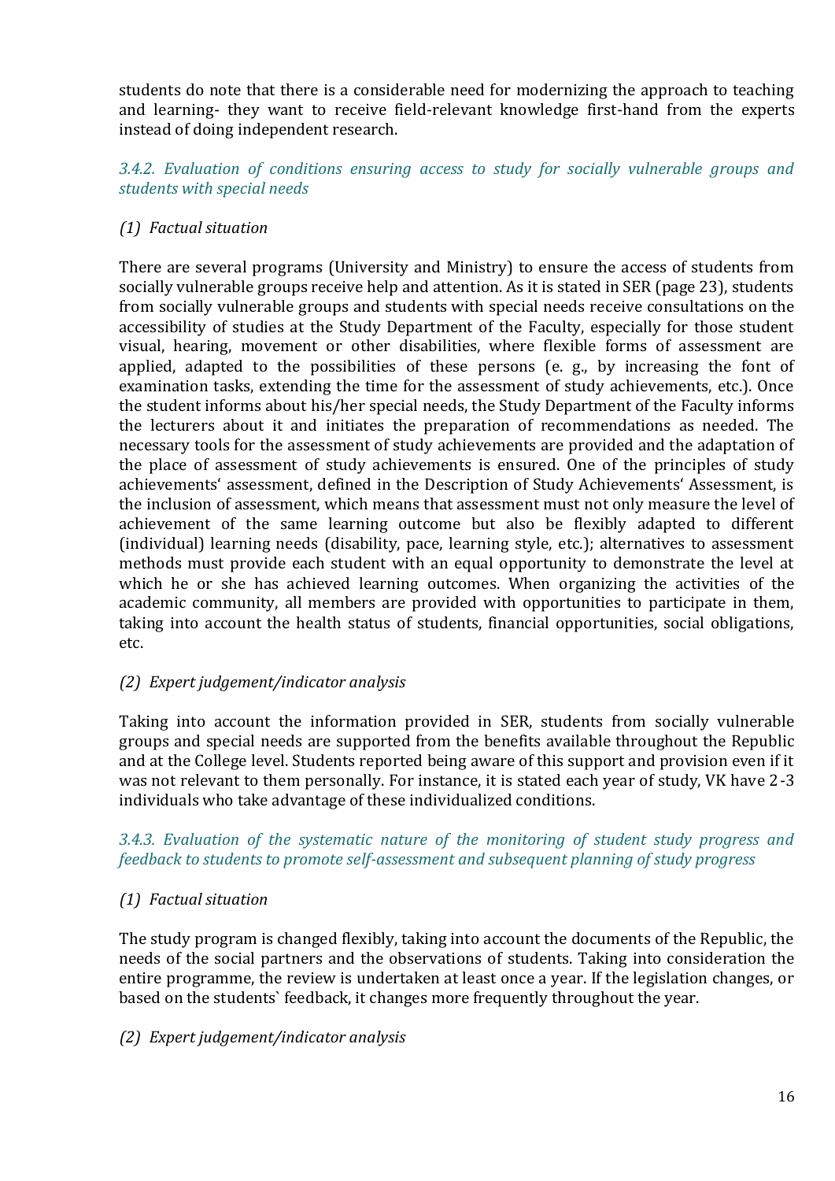students do note that there is a considerable need for modernizing the approach to teaching and learning- they want to receive field-relevant knowledge first-hand from the experts instead of doing independent research.

*3.4.2. Evaluation of conditions ensuring access to study for socially vulnerable groups and students with special needs*

*(1) Factual situation*

There are several programs (University and Ministry) to ensure the access of students from socially vulnerable groups receive help and attention. As it is stated in SER (page 23), students from socially vulnerable groups and students with special needs receive consultations on the accessibility of studies at the Study Department of the Faculty, especially for those student visual, hearing, movement or other disabilities, where flexible forms of assessment are applied, adapted to the possibilities of these persons (e. g., by increasing the font of examination tasks, extending the time for the assessment of study achievements, etc.). Once the student informs about his/her special needs, the Study Department of the Faculty informs the lecturers about it and initiates the preparation of recommendations as needed. The necessary tools for the assessment of study achievements are provided and the adaptation of the place of assessment of study achievements is ensured. One of the principles of study achievements' assessment, defined in the Description of Study Achievements' Assessment, is the inclusion of assessment, which means that assessment must not only measure the level of achievement of the same learning outcome but also be flexibly adapted to different (individual) learning needs (disability, pace, learning style, etc.); alternatives to assessment methods must provide each student with an equal opportunity to demonstrate the level at which he or she has achieved learning outcomes. When organizing the activities of the academic community, all members are provided with opportunities to participate in them, taking into account the health status of students, financial opportunities, social obligations, etc.

*(2) Expert judgement/indicator analysis*

Taking into account the information provided in SER, students from socially vulnerable groups and special needs are supported from the benefits available throughout the Republic and at the College level. Students reported being aware of this support and provision even if it was not relevant to them personally. For instance, it is stated each year of study, VK have 2-3 individuals who take advantage of these individualized conditions.

*3.4.3. Evaluation of the systematic nature of the monitoring of student study progress and feedback to students to promote self-assessment and subsequent planning of study progress*

*(1) Factual situation*

The study program is changed flexibly, taking into account the documents of the Republic, the needs of the social partners and the observations of students. Taking into consideration the entire programme, the review is undertaken at least once a year. If the legislation changes, or based on the students` feedback, it changes more frequently throughout the year.

*(2) Expert judgement/indicator analysis*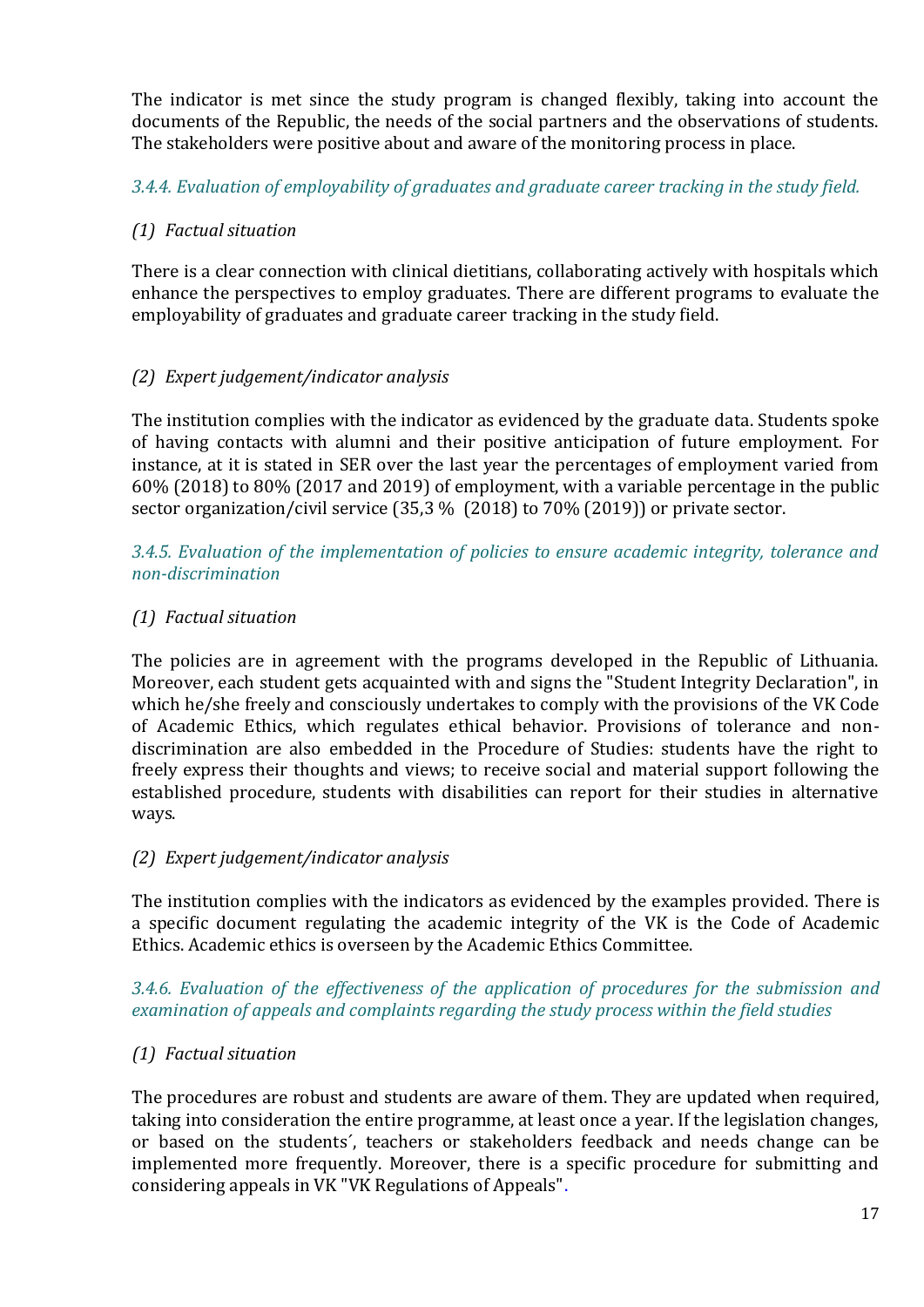The indicator is met since the study program is changed flexibly, taking into account the documents of the Republic, the needs of the social partners and the observations of students. The stakeholders were positive about and aware of the monitoring process in place.

*3.4.4. Evaluation of employability of graduates and graduate career tracking in the study field.*

*(1) Factual situation*

There is a clear connection with clinical dietitians, collaborating actively with hospitals which enhance the perspectives to employ graduates. There are different programs to evaluate the employability of graduates and graduate career tracking in the study field.

*(2) Expert judgement/indicator analysis*

The institution complies with the indicator as evidenced by the graduate data. Students spoke of having contacts with alumni and their positive anticipation of future employment. For instance, at it is stated in SER over the last year the percentages of employment varied from 60% (2018) to 80% (2017 and 2019) of employment, with a variable percentage in the public sector organization/civil service (35,3 % (2018) to 70% (2019)) or private sector.

*3.4.5. Evaluation of the implementation of policies to ensure academic integrity, tolerance and non-discrimination*

*(1) Factual situation*

The policies are in agreement with the programs developed in the Republic of Lithuania. Moreover, each student gets acquainted with and signs the "Student Integrity Declaration", in which he/she freely and consciously undertakes to comply with the provisions of the VK Code of Academic Ethics, which regulates ethical behavior. Provisions of tolerance and non-discrimination are also embedded in the Procedure of Studies: students have the right to freely express their thoughts and views; to receive social and material support following the established procedure, students with disabilities can report for their studies in alternative ways.

*(2) Expert judgement/indicator analysis*

The institution complies with the indicators as evidenced by the examples provided. There is a specific document regulating the academic integrity of the VK is the Code of Academic Ethics. Academic ethics is overseen by the Academic Ethics Committee.

*3.4.6. Evaluation of the effectiveness of the application of procedures for the submission and examination of appeals and complaints regarding the study process within the field studies*

*(1) Factual situation*

The procedures are robust and students are aware of them. They are updated when required, taking into consideration the entire programme, at least once a year. If the legislation changes, or based on the students´, teachers or stakeholders feedback and needs change can be implemented more frequently. Moreover, there is a specific procedure for submitting and considering appeals in VK "VK Regulations of Appeals".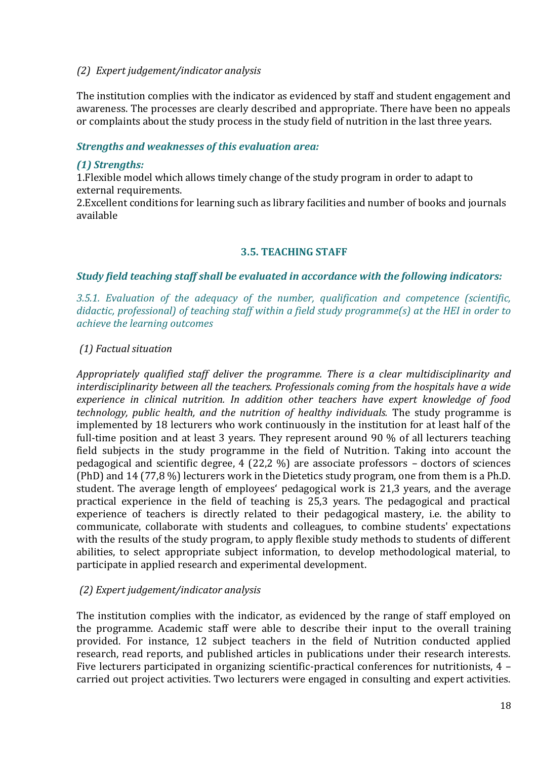*(2) Expert judgement/indicator analysis*

The institution complies with the indicator as evidenced by staff and student engagement and awareness. The processes are clearly described and appropriate. There have been no appeals or complaints about the study process in the study field of nutrition in the last three years.

***Strengths and weaknesses of this evaluation area:***

***(1) Strengths:***

1.Flexible model which allows timely change of the study program in order to adapt to external requirements.

2.Excellent conditions for learning such as library facilities and number of books and journals available

### 3.5. TEACHING STAFF

***Study field teaching staff shall be evaluated in accordance with the following indicators:***

*3.5.1. Evaluation of the adequacy of the number, qualification and competence (scientific, didactic, professional) of teaching staff within a field study programme(s) at the HEI in order to achieve the learning outcomes*

*(1) Factual situation*

*Appropriately qualified staff deliver the programme. There is a clear multidisciplinarity and interdisciplinarity between all the teachers. Professionals coming from the hospitals have a wide experience in clinical nutrition. In addition other teachers have expert knowledge of food technology, public health, and the nutrition of healthy individuals.* The study programme is implemented by 18 lecturers who work continuously in the institution for at least half of the full-time position and at least 3 years. They represent around 90 % of all lecturers teaching field subjects in the study programme in the field of Nutrition. Taking into account the pedagogical and scientific degree, 4 (22,2 %) are associate professors – doctors of sciences (PhD) and 14 (77,8 %) lecturers work in the Dietetics study program, one from them is a Ph.D. student. The average length of employees' pedagogical work is 21,3 years, and the average practical experience in the field of teaching is 25,3 years. The pedagogical and practical experience of teachers is directly related to their pedagogical mastery, i.e. the ability to communicate, collaborate with students and colleagues, to combine students' expectations with the results of the study program, to apply flexible study methods to students of different abilities, to select appropriate subject information, to develop methodological material, to participate in applied research and experimental development.

*(2) Expert judgement/indicator analysis*

The institution complies with the indicator, as evidenced by the range of staff employed on the programme. Academic staff were able to describe their input to the overall training provided. For instance, 12 subject teachers in the field of Nutrition conducted applied research, read reports, and published articles in publications under their research interests. Five lecturers participated in organizing scientific-practical conferences for nutritionists, 4 – carried out project activities. Two lecturers were engaged in consulting and expert activities.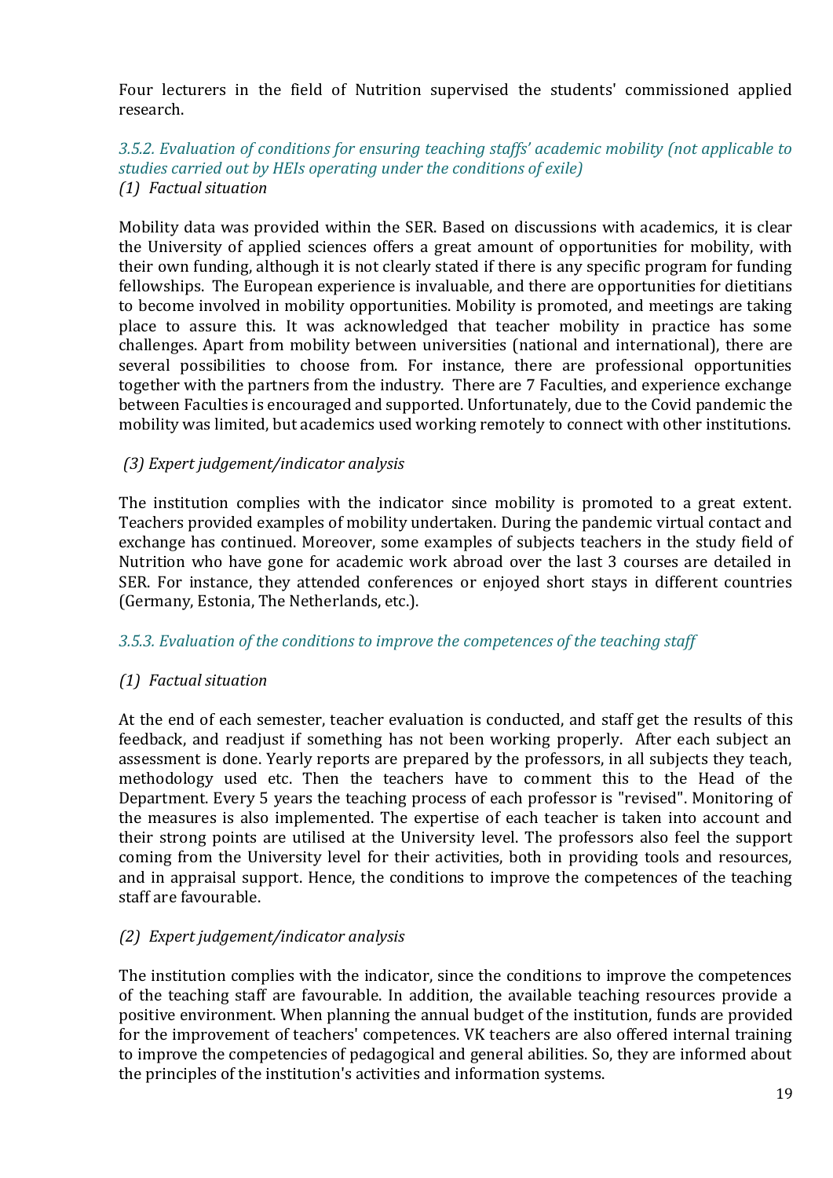Four lecturers in the field of Nutrition supervised the students' commissioned applied research.

*3.5.2. Evaluation of conditions for ensuring teaching staffs' academic mobility (not applicable to studies carried out by HEIs operating under the conditions of exile)*

*(1) Factual situation*

Mobility data was provided within the SER. Based on discussions with academics, it is clear the University of applied sciences offers a great amount of opportunities for mobility, with their own funding, although it is not clearly stated if there is any specific program for funding fellowships. The European experience is invaluable, and there are opportunities for dietitians to become involved in mobility opportunities. Mobility is promoted, and meetings are taking place to assure this. It was acknowledged that teacher mobility in practice has some challenges. Apart from mobility between universities (national and international), there are several possibilities to choose from. For instance, there are professional opportunities together with the partners from the industry. There are 7 Faculties, and experience exchange between Faculties is encouraged and supported. Unfortunately, due to the Covid pandemic the mobility was limited, but academics used working remotely to connect with other institutions.

*(3) Expert judgement/indicator analysis*

The institution complies with the indicator since mobility is promoted to a great extent. Teachers provided examples of mobility undertaken. During the pandemic virtual contact and exchange has continued. Moreover, some examples of subjects teachers in the study field of Nutrition who have gone for academic work abroad over the last 3 courses are detailed in SER. For instance, they attended conferences or enjoyed short stays in different countries (Germany, Estonia, The Netherlands, etc.).

*3.5.3. Evaluation of the conditions to improve the competences of the teaching staff*

*(1) Factual situation*

At the end of each semester, teacher evaluation is conducted, and staff get the results of this feedback, and readjust if something has not been working properly. After each subject an assessment is done. Yearly reports are prepared by the professors, in all subjects they teach, methodology used etc. Then the teachers have to comment this to the Head of the Department. Every 5 years the teaching process of each professor is "revised". Monitoring of the measures is also implemented. The expertise of each teacher is taken into account and their strong points are utilised at the University level. The professors also feel the support coming from the University level for their activities, both in providing tools and resources, and in appraisal support. Hence, the conditions to improve the competences of the teaching staff are favourable.

*(2) Expert judgement/indicator analysis*

The institution complies with the indicator, since the conditions to improve the competences of the teaching staff are favourable. In addition, the available teaching resources provide a positive environment. When planning the annual budget of the institution, funds are provided for the improvement of teachers' competences. VK teachers are also offered internal training to improve the competencies of pedagogical and general abilities. So, they are informed about the principles of the institution's activities and information systems.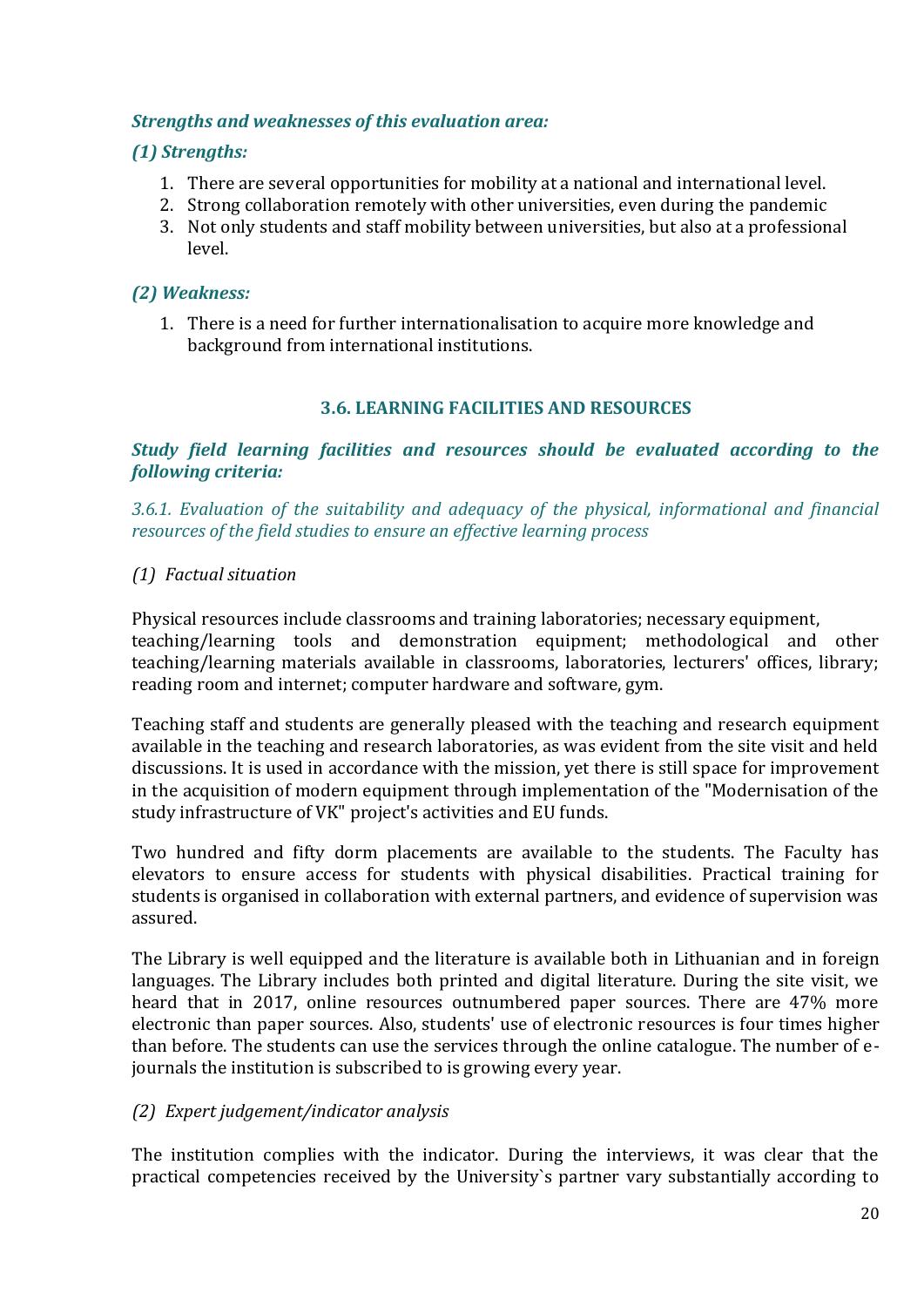***Strengths and weaknesses of this evaluation area:***

***(1) Strengths:***

1. There are several opportunities for mobility at a national and international level.
2. Strong collaboration remotely with other universities, even during the pandemic
3. Not only students and staff mobility between universities, but also at a professional level.

***(2) Weakness:***

1. There is a need for further internationalisation to acquire more knowledge and background from international institutions.

### 3.6. LEARNING FACILITIES AND RESOURCES

***Study field learning facilities and resources should be evaluated according to the following criteria:***

*3.6.1. Evaluation of the suitability and adequacy of the physical, informational and financial resources of the field studies to ensure an effective learning process*

*(1) Factual situation*

Physical resources include classrooms and training laboratories; necessary equipment, teaching/learning tools and demonstration equipment; methodological and other teaching/learning materials available in classrooms, laboratories, lecturers' offices, library; reading room and internet; computer hardware and software, gym.

Teaching staff and students are generally pleased with the teaching and research equipment available in the teaching and research laboratories, as was evident from the site visit and held discussions. It is used in accordance with the mission, yet there is still space for improvement in the acquisition of modern equipment through implementation of the "Modernisation of the study infrastructure of VK" project's activities and EU funds.

Two hundred and fifty dorm placements are available to the students. The Faculty has elevators to ensure access for students with physical disabilities. Practical training for students is organised in collaboration with external partners, and evidence of supervision was assured.

The Library is well equipped and the literature is available both in Lithuanian and in foreign languages. The Library includes both printed and digital literature. During the site visit, we heard that in 2017, online resources outnumbered paper sources. There are 47% more electronic than paper sources. Also, students' use of electronic resources is four times higher than before. The students can use the services through the online catalogue. The number of e-journals the institution is subscribed to is growing every year.

*(2) Expert judgement/indicator analysis*

The institution complies with the indicator. During the interviews, it was clear that the practical competencies received by the University`s partner vary substantially according to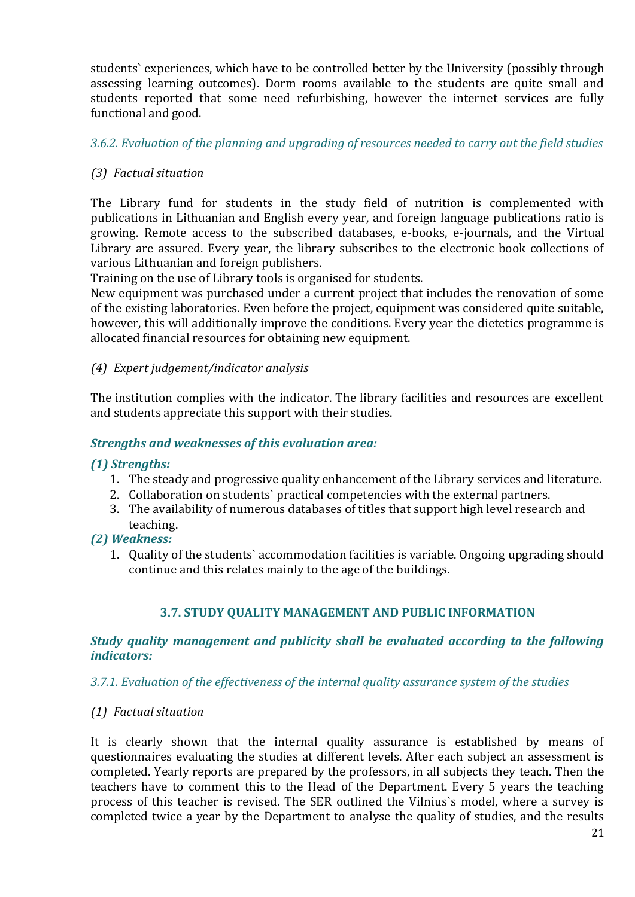students` experiences, which have to be controlled better by the University (possibly through assessing learning outcomes). Dorm rooms available to the students are quite small and students reported that some need refurbishing, however the internet services are fully functional and good.

*3.6.2. Evaluation of the planning and upgrading of resources needed to carry out the field studies*

*(3) Factual situation*

The Library fund for students in the study field of nutrition is complemented with publications in Lithuanian and English every year, and foreign language publications ratio is growing. Remote access to the subscribed databases, e-books, e-journals, and the Virtual Library are assured. Every year, the library subscribes to the electronic book collections of various Lithuanian and foreign publishers.
Training on the use of Library tools is organised for students.
New equipment was purchased under a current project that includes the renovation of some of the existing laboratories. Even before the project, equipment was considered quite suitable, however, this will additionally improve the conditions. Every year the dietetics programme is allocated financial resources for obtaining new equipment.

*(4) Expert judgement/indicator analysis*

The institution complies with the indicator. The library facilities and resources are excellent and students appreciate this support with their studies.

***Strengths and weaknesses of this evaluation area:***

***(1) Strengths:***

1. The steady and progressive quality enhancement of the Library services and literature.
2. Collaboration on students` practical competencies with the external partners.
3. The availability of numerous databases of titles that support high level research and teaching.

***(2) Weakness:***

1. Quality of the students` accommodation facilities is variable. Ongoing upgrading should continue and this relates mainly to the age of the buildings.

## 3.7. STUDY QUALITY MANAGEMENT AND PUBLIC INFORMATION

***Study quality management and publicity shall be evaluated according to the following indicators:***

*3.7.1. Evaluation of the effectiveness of the internal quality assurance system of the studies*

*(1) Factual situation*

It is clearly shown that the internal quality assurance is established by means of questionnaires evaluating the studies at different levels. After each subject an assessment is completed. Yearly reports are prepared by the professors, in all subjects they teach. Then the teachers have to comment this to the Head of the Department. Every 5 years the teaching process of this teacher is revised. The SER outlined the Vilnius`s model, where a survey is completed twice a year by the Department to analyse the quality of studies, and the results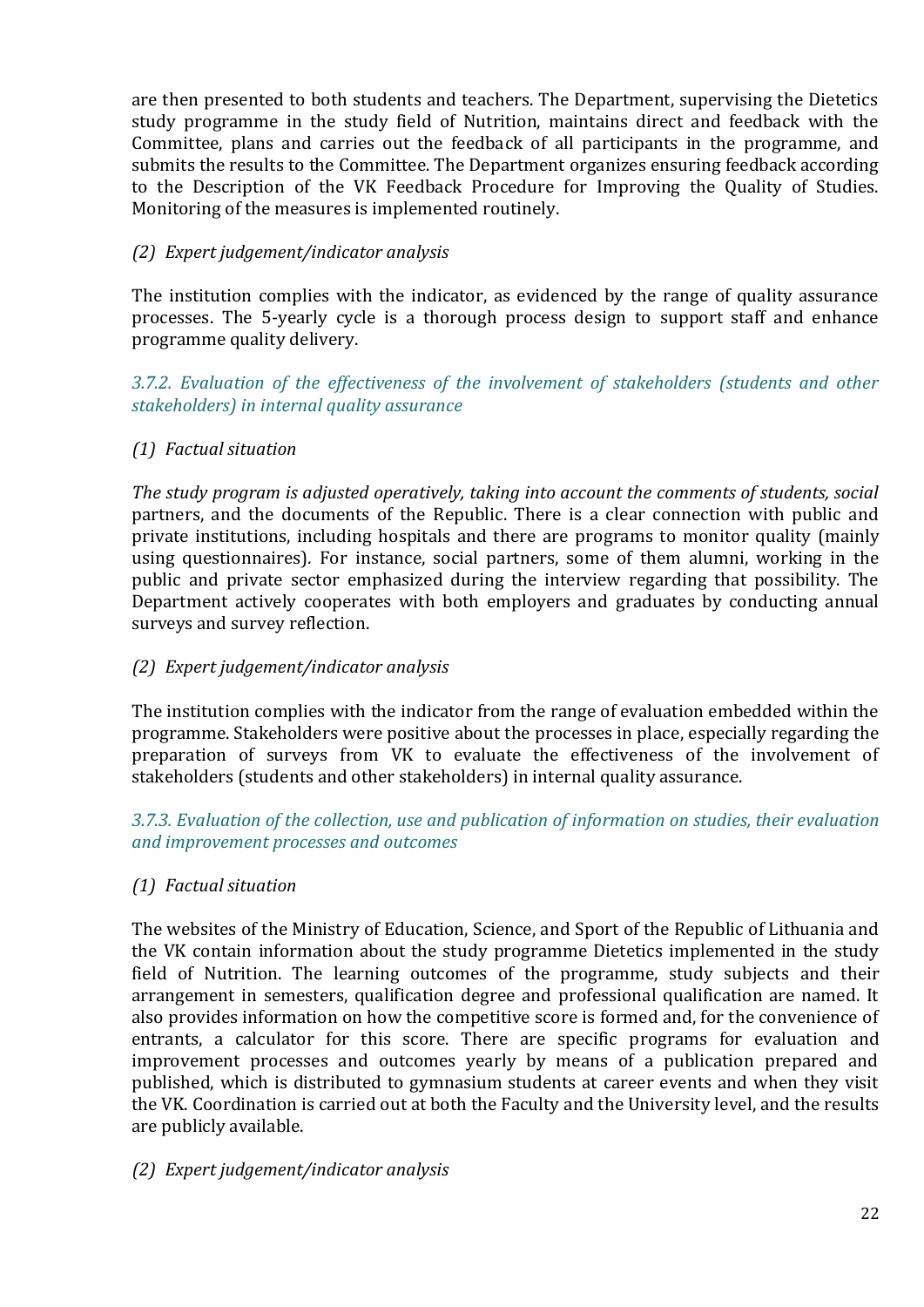are then presented to both students and teachers. The Department, supervising the Dietetics study programme in the study field of Nutrition, maintains direct and feedback with the Committee, plans and carries out the feedback of all participants in the programme, and submits the results to the Committee. The Department organizes ensuring feedback according to the Description of the VK Feedback Procedure for Improving the Quality of Studies. Monitoring of the measures is implemented routinely.

*(2) Expert judgement/indicator analysis*

The institution complies with the indicator, as evidenced by the range of quality assurance processes. The 5-yearly cycle is a thorough process design to support staff and enhance programme quality delivery.

*3.7.2. Evaluation of the effectiveness of the involvement of stakeholders (students and other stakeholders) in internal quality assurance*

*(1) Factual situation*

*The study program is adjusted operatively, taking into account the comments of students, social* partners, and the documents of the Republic. There is a clear connection with public and private institutions, including hospitals and there are programs to monitor quality (mainly using questionnaires). For instance, social partners, some of them alumni, working in the public and private sector emphasized during the interview regarding that possibility. The Department actively cooperates with both employers and graduates by conducting annual surveys and survey reflection.

*(2) Expert judgement/indicator analysis*

The institution complies with the indicator from the range of evaluation embedded within the programme. Stakeholders were positive about the processes in place, especially regarding the preparation of surveys from VK to evaluate the effectiveness of the involvement of stakeholders (students and other stakeholders) in internal quality assurance.

*3.7.3. Evaluation of the collection, use and publication of information on studies, their evaluation and improvement processes and outcomes*

*(1) Factual situation*

The websites of the Ministry of Education, Science, and Sport of the Republic of Lithuania and the VK contain information about the study programme Dietetics implemented in the study field of Nutrition. The learning outcomes of the programme, study subjects and their arrangement in semesters, qualification degree and professional qualification are named. It also provides information on how the competitive score is formed and, for the convenience of entrants, a calculator for this score. There are specific programs for evaluation and improvement processes and outcomes yearly by means of a publication prepared and published, which is distributed to gymnasium students at career events and when they visit the VK. Coordination is carried out at both the Faculty and the University level, and the results are publicly available.

*(2) Expert judgement/indicator analysis*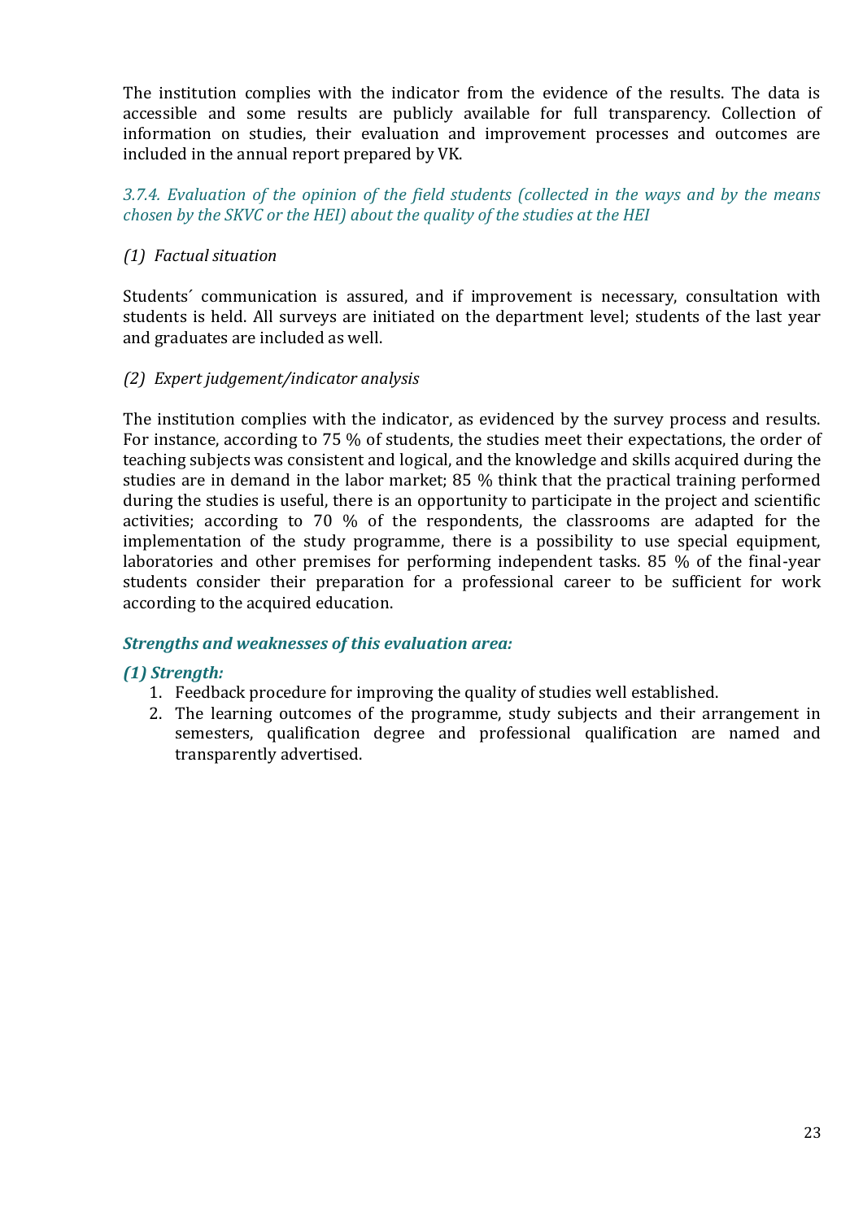The institution complies with the indicator from the evidence of the results. The data is accessible and some results are publicly available for full transparency. Collection of information on studies, their evaluation and improvement processes and outcomes are included in the annual report prepared by VK.

### *3.7.4. Evaluation of the opinion of the field students (collected in the ways and by the means chosen by the SKVC or the HEI) about the quality of the studies at the HEI*

*(1) Factual situation*

Students´ communication is assured, and if improvement is necessary, consultation with students is held. All surveys are initiated on the department level; students of the last year and graduates are included as well.

*(2) Expert judgement/indicator analysis*

The institution complies with the indicator, as evidenced by the survey process and results. For instance, according to 75 % of students, the studies meet their expectations, the order of teaching subjects was consistent and logical, and the knowledge and skills acquired during the studies are in demand in the labor market; 85 % think that the practical training performed during the studies is useful, there is an opportunity to participate in the project and scientific activities; according to 70 % of the respondents, the classrooms are adapted for the implementation of the study programme, there is a possibility to use special equipment, laboratories and other premises for performing independent tasks. 85 % of the final-year students consider their preparation for a professional career to be sufficient for work according to the acquired education.

### ***Strengths and weaknesses of this evaluation area:***

***(1) Strength:***

1. Feedback procedure for improving the quality of studies well established.
2. The learning outcomes of the programme, study subjects and their arrangement in semesters, qualification degree and professional qualification are named and transparently advertised.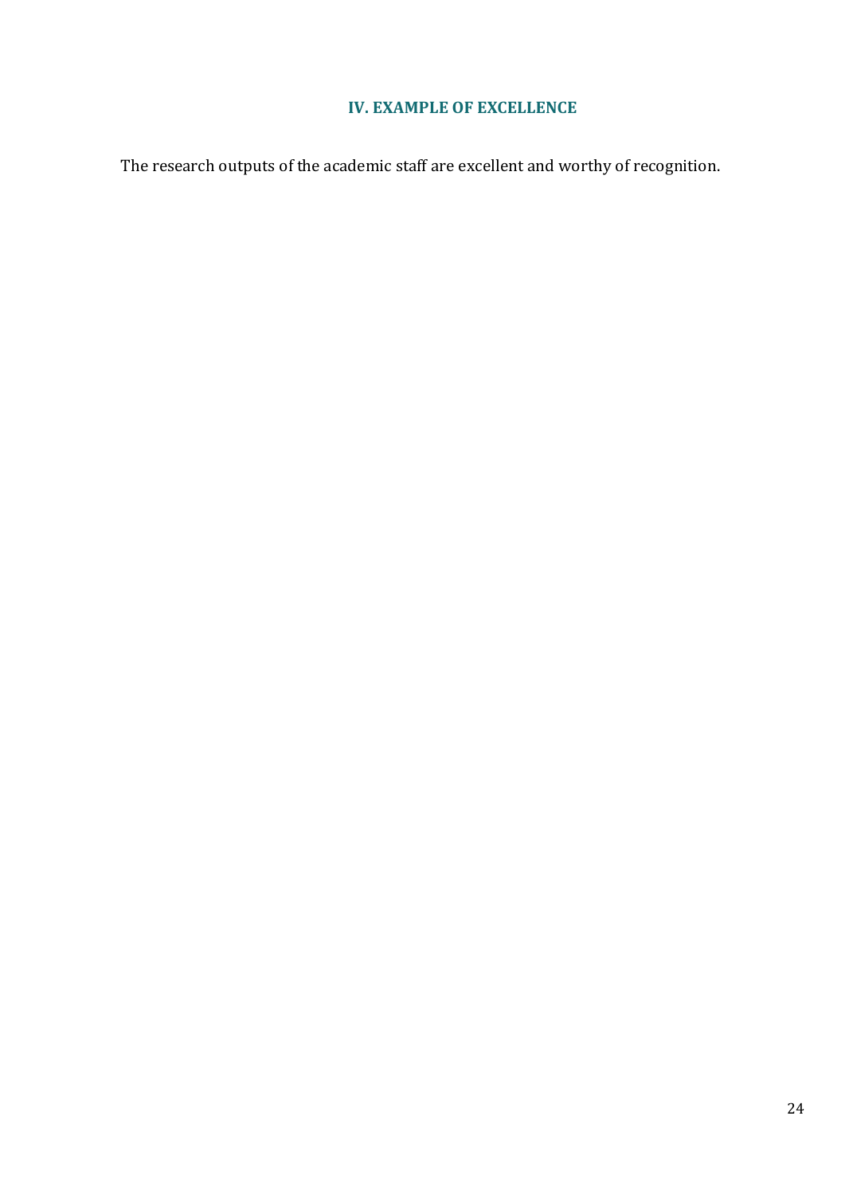## IV. EXAMPLE OF EXCELLENCE

The research outputs of the academic staff are excellent and worthy of recognition.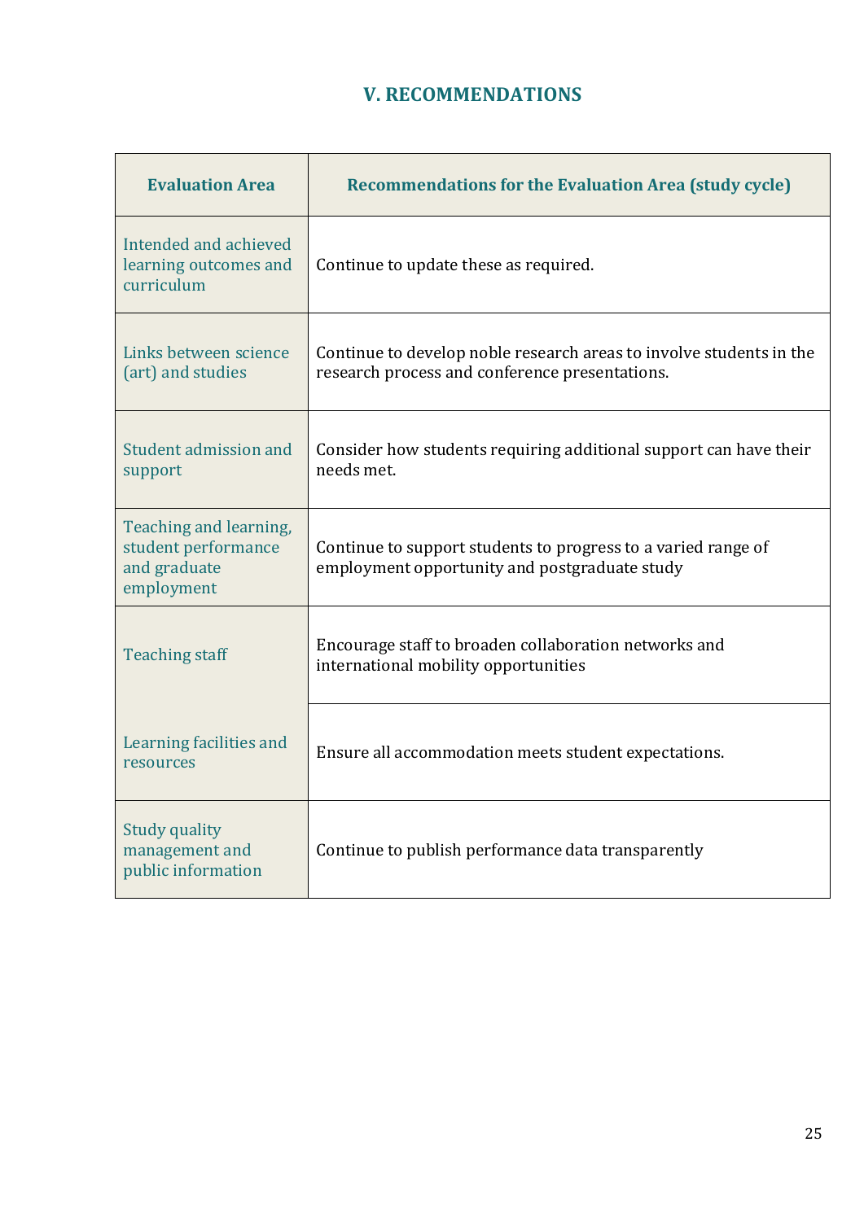## V. RECOMMENDATIONS

| Evaluation Area | Recommendations for the Evaluation Area (study cycle) |
|---|---|
| Intended and achieved learning outcomes and curriculum | Continue to update these as required. |
| Links between science (art) and studies | Continue to develop noble research areas to involve students in the research process and conference presentations. |
| Student admission and support | Consider how students requiring additional support can have their needs met. |
| Teaching and learning, student performance and graduate employment | Continue to support students to progress to a varied range of employment opportunity and postgraduate study |
| Teaching staff | Encourage staff to broaden collaboration networks and international mobility opportunities |
| Learning facilities and resources | Ensure all accommodation meets student expectations. |
| Study quality management and public information | Continue to publish performance data transparently |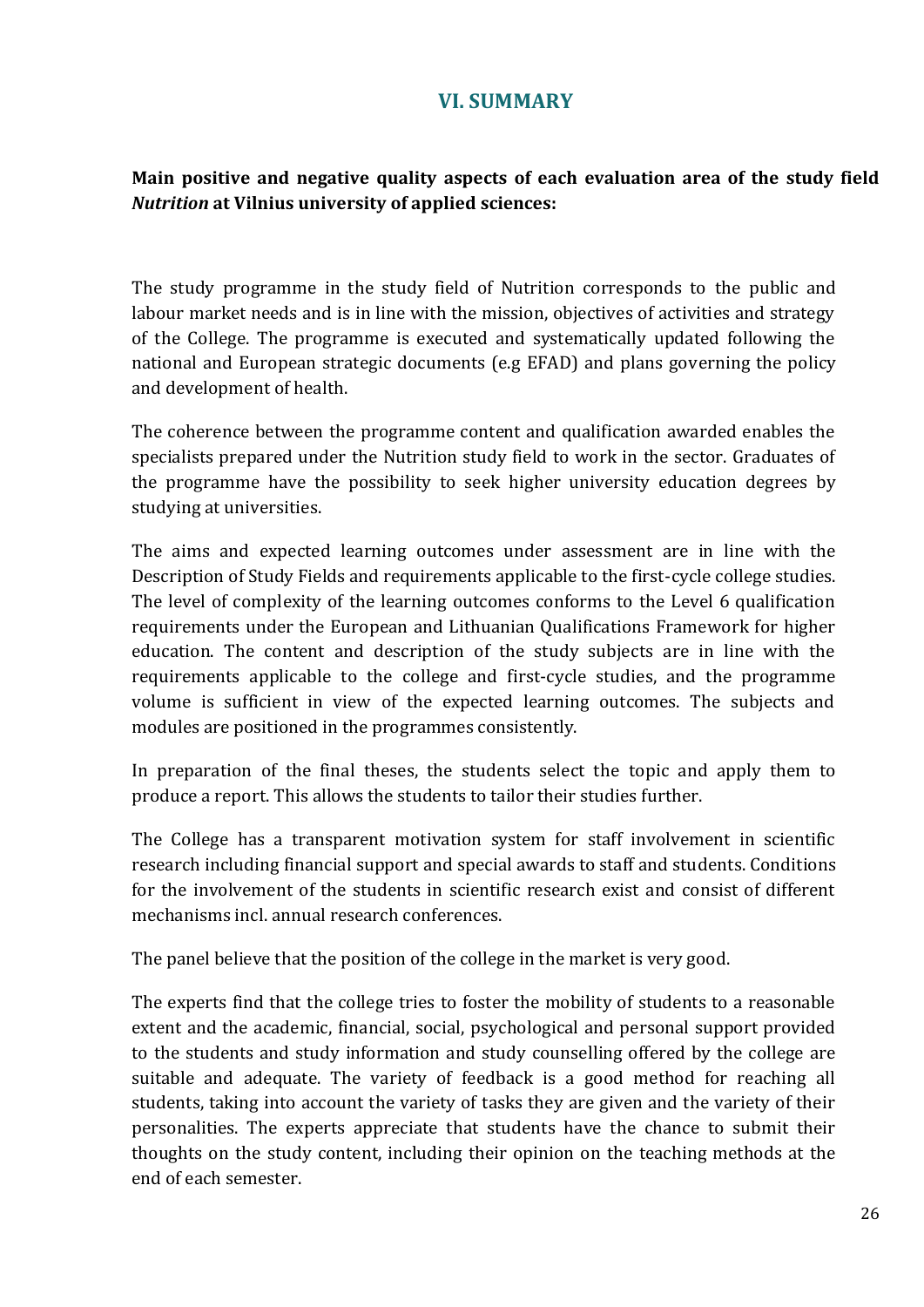## VI. SUMMARY

**Main positive and negative quality aspects of each evaluation area of the study field *Nutrition* at Vilnius university of applied sciences:**

The study programme in the study field of Nutrition corresponds to the public and labour market needs and is in line with the mission, objectives of activities and strategy of the College. The programme is executed and systematically updated following the national and European strategic documents (e.g EFAD) and plans governing the policy and development of health.

The coherence between the programme content and qualification awarded enables the specialists prepared under the Nutrition study field to work in the sector. Graduates of the programme have the possibility to seek higher university education degrees by studying at universities.

The aims and expected learning outcomes under assessment are in line with the Description of Study Fields and requirements applicable to the first-cycle college studies. The level of complexity of the learning outcomes conforms to the Level 6 qualification requirements under the European and Lithuanian Qualifications Framework for higher education. The content and description of the study subjects are in line with the requirements applicable to the college and first-cycle studies, and the programme volume is sufficient in view of the expected learning outcomes. The subjects and modules are positioned in the programmes consistently.

In preparation of the final theses, the students select the topic and apply them to produce a report. This allows the students to tailor their studies further.

The College has a transparent motivation system for staff involvement in scientific research including financial support and special awards to staff and students. Conditions for the involvement of the students in scientific research exist and consist of different mechanisms incl. annual research conferences.

The panel believe that the position of the college in the market is very good.

The experts find that the college tries to foster the mobility of students to a reasonable extent and the academic, financial, social, psychological and personal support provided to the students and study information and study counselling offered by the college are suitable and adequate. The variety of feedback is a good method for reaching all students, taking into account the variety of tasks they are given and the variety of their personalities. The experts appreciate that students have the chance to submit their thoughts on the study content, including their opinion on the teaching methods at the end of each semester.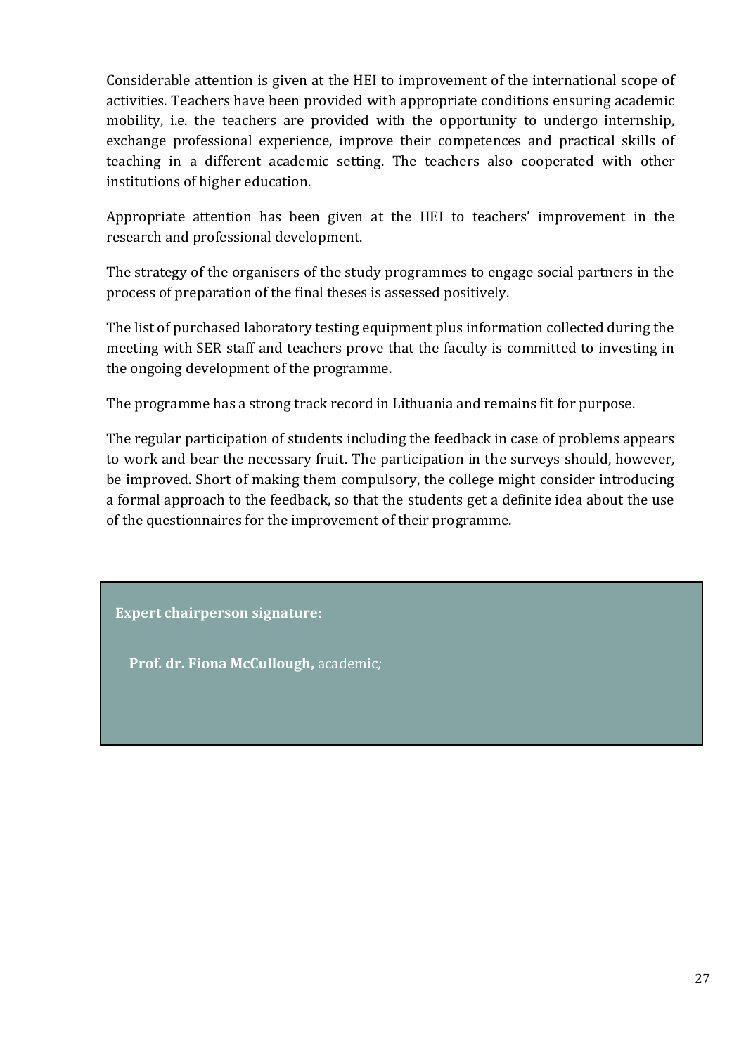Considerable attention is given at the HEI to improvement of the international scope of activities. Teachers have been provided with appropriate conditions ensuring academic mobility, i.e. the teachers are provided with the opportunity to undergo internship, exchange professional experience, improve their competences and practical skills of teaching in a different academic setting. The teachers also cooperated with other institutions of higher education.

Appropriate attention has been given at the HEI to teachers' improvement in the research and professional development.

The strategy of the organisers of the study programmes to engage social partners in the process of preparation of the final theses is assessed positively.

The list of purchased laboratory testing equipment plus information collected during the meeting with SER staff and teachers prove that the faculty is committed to investing in the ongoing development of the programme.

The programme has a strong track record in Lithuania and remains fit for purpose.

The regular participation of students including the feedback in case of problems appears to work and bear the necessary fruit. The participation in the surveys should, however, be improved. Short of making them compulsory, the college might consider introducing a formal approach to the feedback, so that the students get a definite idea about the use of the questionnaires for the improvement of their programme.

**Expert chairperson signature:**

**Prof. dr. Fiona McCullough,** academic*;*